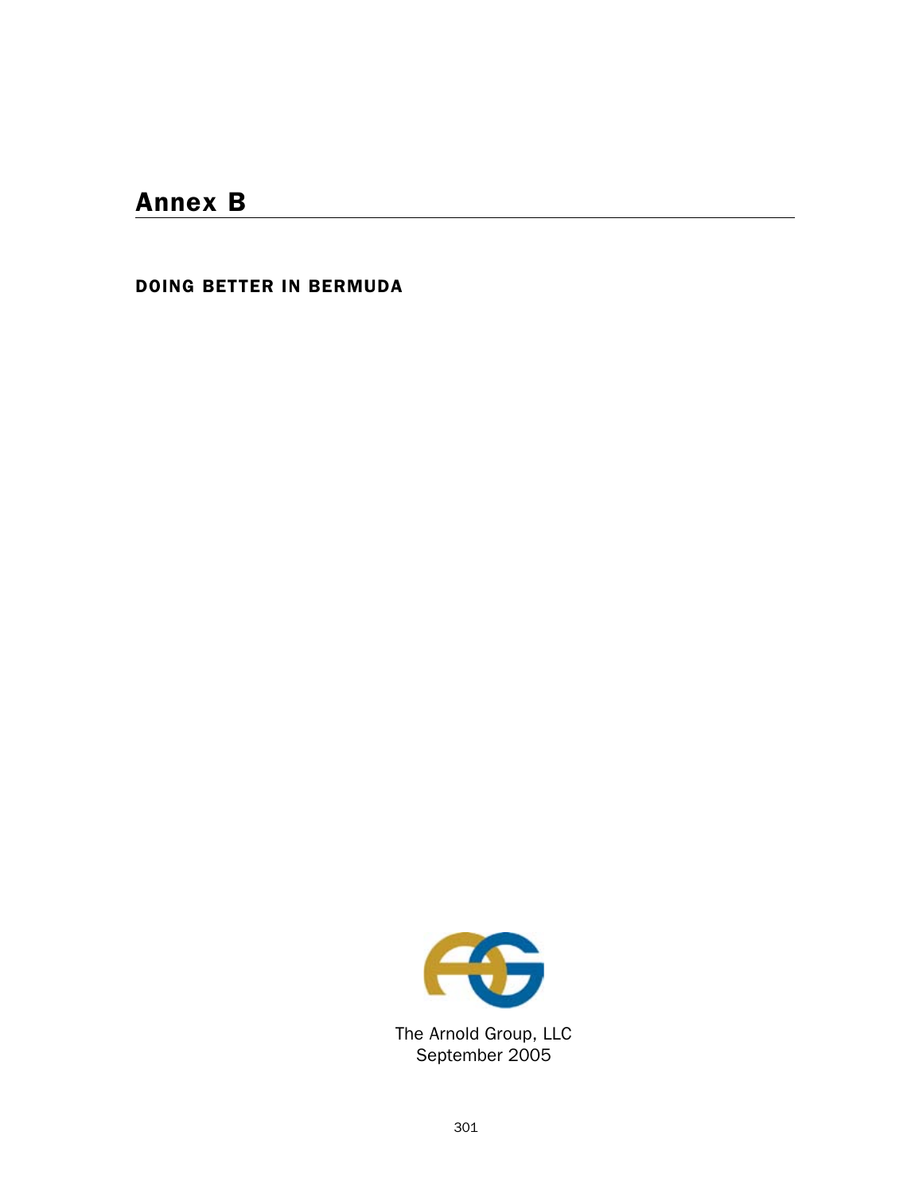# Annex B

## DOING BETTER IN BERMUDA

The Arnold Group, LLC
September 2005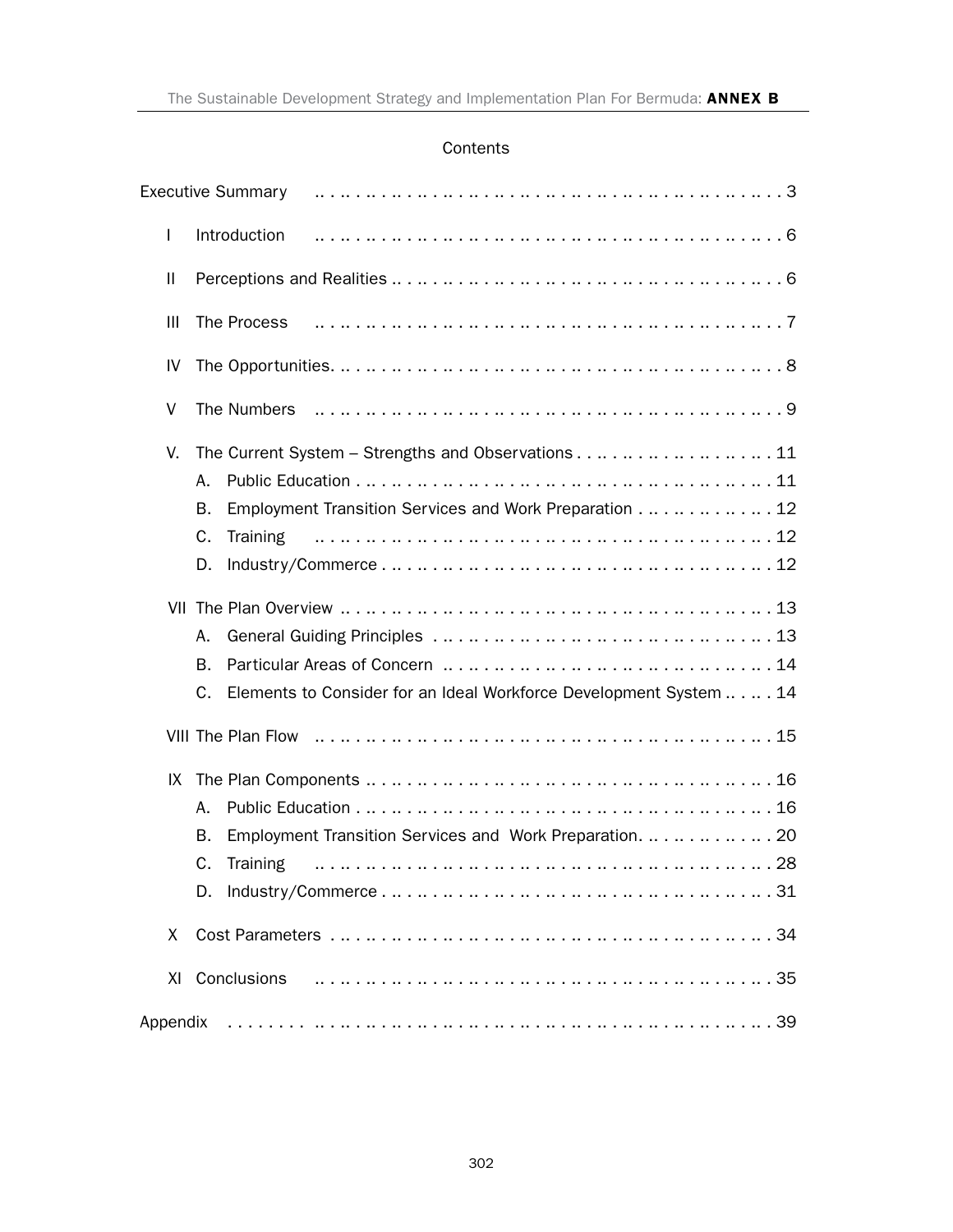## Contents

Executive Summary .......... 3

- I Introduction .......... 6
- II Perceptions and Realities .......... 6
- III The Process .......... 7
- IV The Opportunities .......... 8
- V The Numbers .......... 9
- V. The Current System – Strengths and Observations .......... 11
  - A. Public Education .......... 11
  - B. Employment Transition Services and Work Preparation .......... 12
  - C. Training .......... 12
  - D. Industry/Commerce .......... 12
- VII The Plan Overview .......... 13
  - A. General Guiding Principles .......... 13
  - B. Particular Areas of Concern .......... 14
  - C. Elements to Consider for an Ideal Workforce Development System .......... 14
- VIII The Plan Flow .......... 15
- IX The Plan Components .......... 16
  - A. Public Education .......... 16
  - B. Employment Transition Services and Work Preparation .......... 20
  - C. Training .......... 28
  - D. Industry/Commerce .......... 31
- X Cost Parameters .......... 34
- XI Conclusions .......... 35

Appendix .......... 39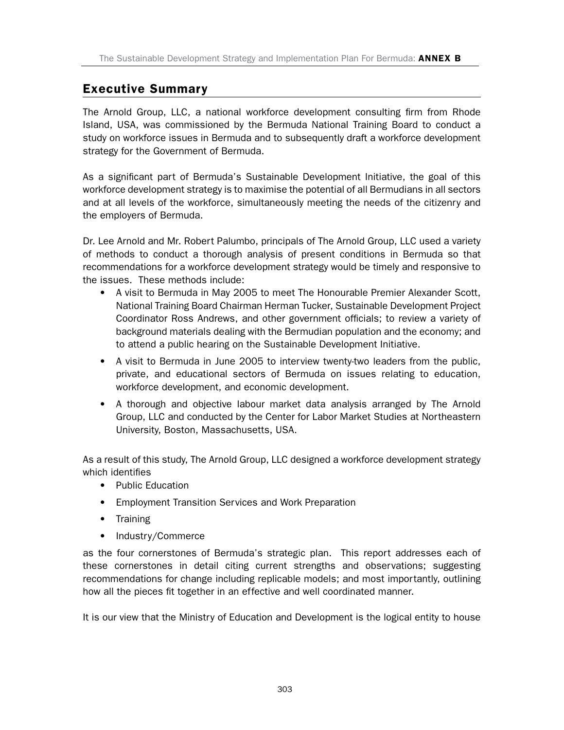## Executive Summary

The Arnold Group, LLC, a national workforce development consulting firm from Rhode Island, USA, was commissioned by the Bermuda National Training Board to conduct a study on workforce issues in Bermuda and to subsequently draft a workforce development strategy for the Government of Bermuda.

As a significant part of Bermuda's Sustainable Development Initiative, the goal of this workforce development strategy is to maximise the potential of all Bermudians in all sectors and at all levels of the workforce, simultaneously meeting the needs of the citizenry and the employers of Bermuda.

Dr. Lee Arnold and Mr. Robert Palumbo, principals of The Arnold Group, LLC used a variety of methods to conduct a thorough analysis of present conditions in Bermuda so that recommendations for a workforce development strategy would be timely and responsive to the issues. These methods include:

- A visit to Bermuda in May 2005 to meet The Honourable Premier Alexander Scott, National Training Board Chairman Herman Tucker, Sustainable Development Project Coordinator Ross Andrews, and other government officials; to review a variety of background materials dealing with the Bermudian population and the economy; and to attend a public hearing on the Sustainable Development Initiative.
- A visit to Bermuda in June 2005 to interview twenty-two leaders from the public, private, and educational sectors of Bermuda on issues relating to education, workforce development, and economic development.
- A thorough and objective labour market data analysis arranged by The Arnold Group, LLC and conducted by the Center for Labor Market Studies at Northeastern University, Boston, Massachusetts, USA.

As a result of this study, The Arnold Group, LLC designed a workforce development strategy which identifies

- Public Education
- Employment Transition Services and Work Preparation
- Training
- Industry/Commerce

as the four cornerstones of Bermuda's strategic plan. This report addresses each of these cornerstones in detail citing current strengths and observations; suggesting recommendations for change including replicable models; and most importantly, outlining how all the pieces fit together in an effective and well coordinated manner.

It is our view that the Ministry of Education and Development is the logical entity to house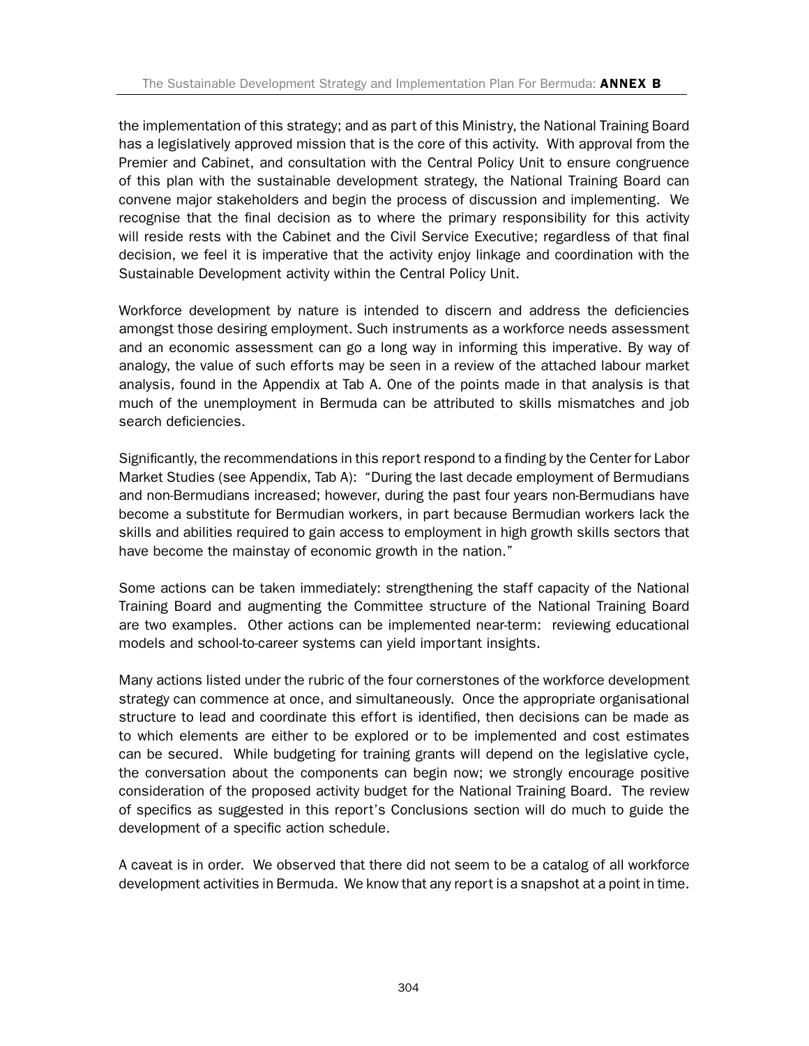the implementation of this strategy; and as part of this Ministry, the National Training Board has a legislatively approved mission that is the core of this activity. With approval from the Premier and Cabinet, and consultation with the Central Policy Unit to ensure congruence of this plan with the sustainable development strategy, the National Training Board can convene major stakeholders and begin the process of discussion and implementing. We recognise that the final decision as to where the primary responsibility for this activity will reside rests with the Cabinet and the Civil Service Executive; regardless of that final decision, we feel it is imperative that the activity enjoy linkage and coordination with the Sustainable Development activity within the Central Policy Unit.

Workforce development by nature is intended to discern and address the deficiencies amongst those desiring employment. Such instruments as a workforce needs assessment and an economic assessment can go a long way in informing this imperative. By way of analogy, the value of such efforts may be seen in a review of the attached labour market analysis, found in the Appendix at Tab A. One of the points made in that analysis is that much of the unemployment in Bermuda can be attributed to skills mismatches and job search deficiencies.

Significantly, the recommendations in this report respond to a finding by the Center for Labor Market Studies (see Appendix, Tab A): "During the last decade employment of Bermudians and non-Bermudians increased; however, during the past four years non-Bermudians have become a substitute for Bermudian workers, in part because Bermudian workers lack the skills and abilities required to gain access to employment in high growth skills sectors that have become the mainstay of economic growth in the nation."

Some actions can be taken immediately: strengthening the staff capacity of the National Training Board and augmenting the Committee structure of the National Training Board are two examples. Other actions can be implemented near-term: reviewing educational models and school-to-career systems can yield important insights.

Many actions listed under the rubric of the four cornerstones of the workforce development strategy can commence at once, and simultaneously. Once the appropriate organisational structure to lead and coordinate this effort is identified, then decisions can be made as to which elements are either to be explored or to be implemented and cost estimates can be secured. While budgeting for training grants will depend on the legislative cycle, the conversation about the components can begin now; we strongly encourage positive consideration of the proposed activity budget for the National Training Board. The review of specifics as suggested in this report's Conclusions section will do much to guide the development of a specific action schedule.

A caveat is in order. We observed that there did not seem to be a catalog of all workforce development activities in Bermuda. We know that any report is a snapshot at a point in time.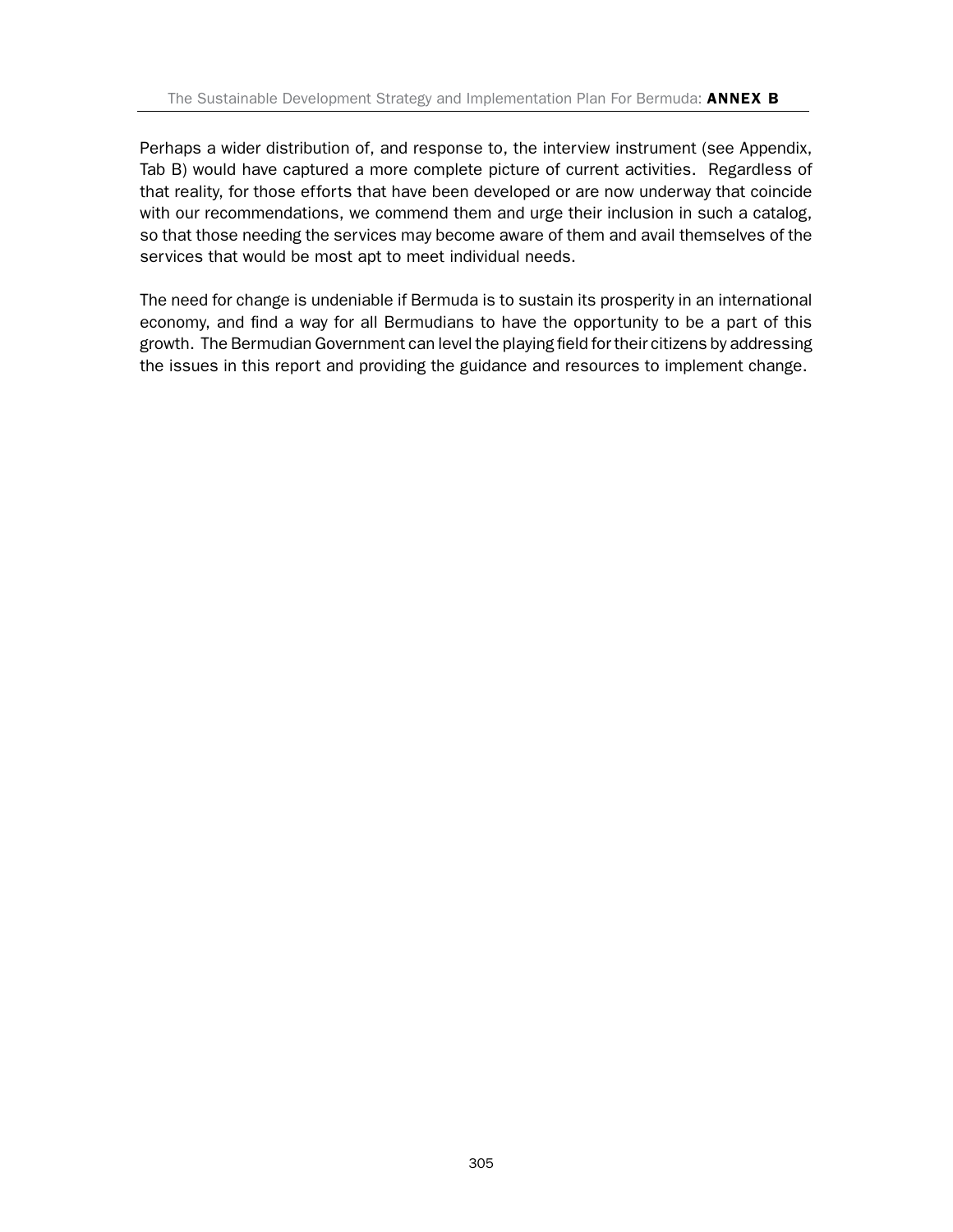Perhaps a wider distribution of, and response to, the interview instrument (see Appendix, Tab B) would have captured a more complete picture of current activities. Regardless of that reality, for those efforts that have been developed or are now underway that coincide with our recommendations, we commend them and urge their inclusion in such a catalog, so that those needing the services may become aware of them and avail themselves of the services that would be most apt to meet individual needs.

The need for change is undeniable if Bermuda is to sustain its prosperity in an international economy, and find a way for all Bermudians to have the opportunity to be a part of this growth. The Bermudian Government can level the playing field for their citizens by addressing the issues in this report and providing the guidance and resources to implement change.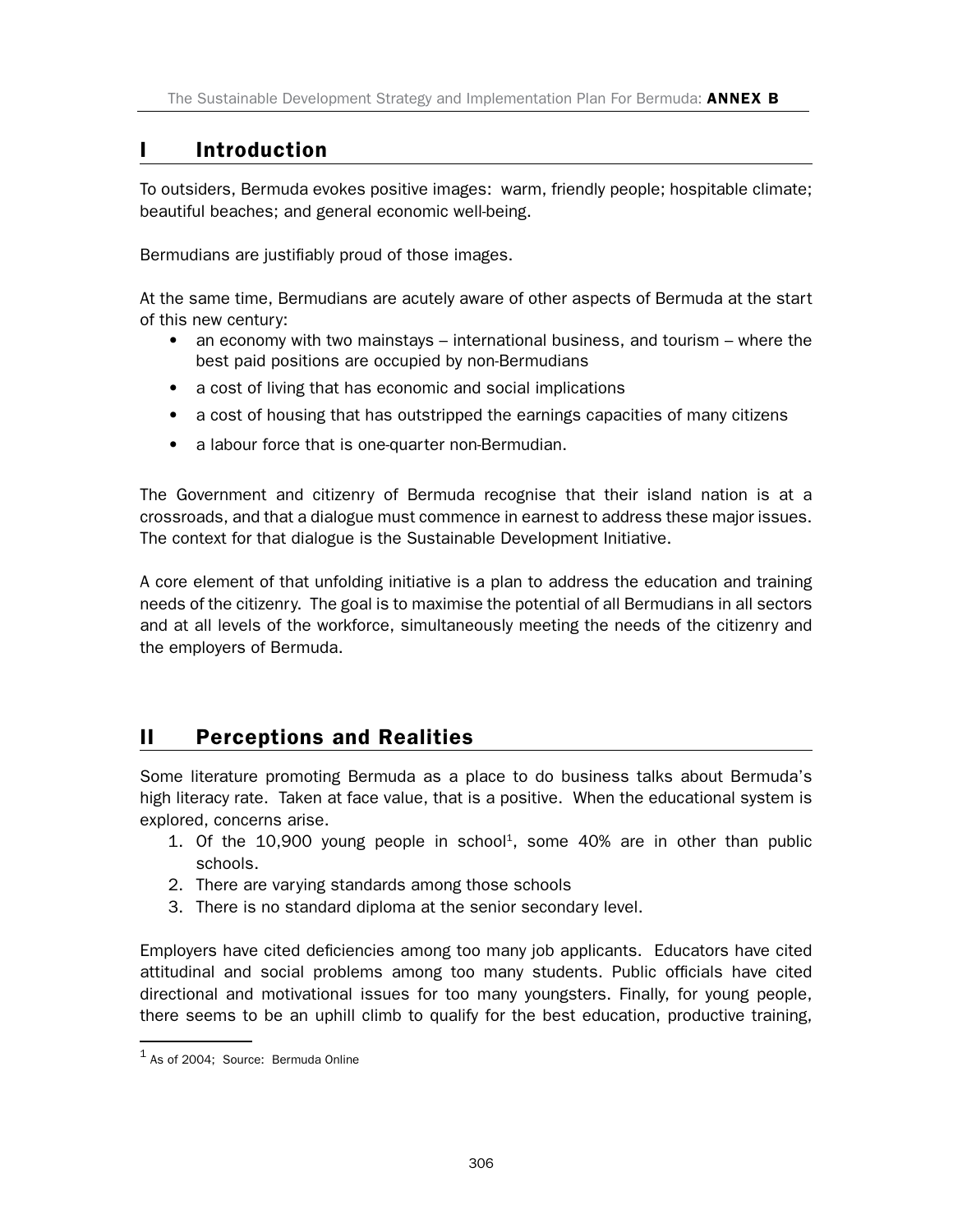## I Introduction

To outsiders, Bermuda evokes positive images: warm, friendly people; hospitable climate; beautiful beaches; and general economic well-being.

Bermudians are justifiably proud of those images.

At the same time, Bermudians are acutely aware of other aspects of Bermuda at the start of this new century:

- an economy with two mainstays – international business, and tourism – where the best paid positions are occupied by non-Bermudians
- a cost of living that has economic and social implications
- a cost of housing that has outstripped the earnings capacities of many citizens
- a labour force that is one-quarter non-Bermudian.

The Government and citizenry of Bermuda recognise that their island nation is at a crossroads, and that a dialogue must commence in earnest to address these major issues. The context for that dialogue is the Sustainable Development Initiative.

A core element of that unfolding initiative is a plan to address the education and training needs of the citizenry. The goal is to maximise the potential of all Bermudians in all sectors and at all levels of the workforce, simultaneously meeting the needs of the citizenry and the employers of Bermuda.

## II Perceptions and Realities

Some literature promoting Bermuda as a place to do business talks about Bermuda's high literacy rate. Taken at face value, that is a positive. When the educational system is explored, concerns arise.

1. Of the 10,900 young people in school[1], some 40% are in other than public schools.
2. There are varying standards among those schools
3. There is no standard diploma at the senior secondary level.

Employers have cited deficiencies among too many job applicants. Educators have cited attitudinal and social problems among too many students. Public officials have cited directional and motivational issues for too many youngsters. Finally, for young people, there seems to be an uphill climb to qualify for the best education, productive training,

[1] As of 2004; Source: Bermuda Online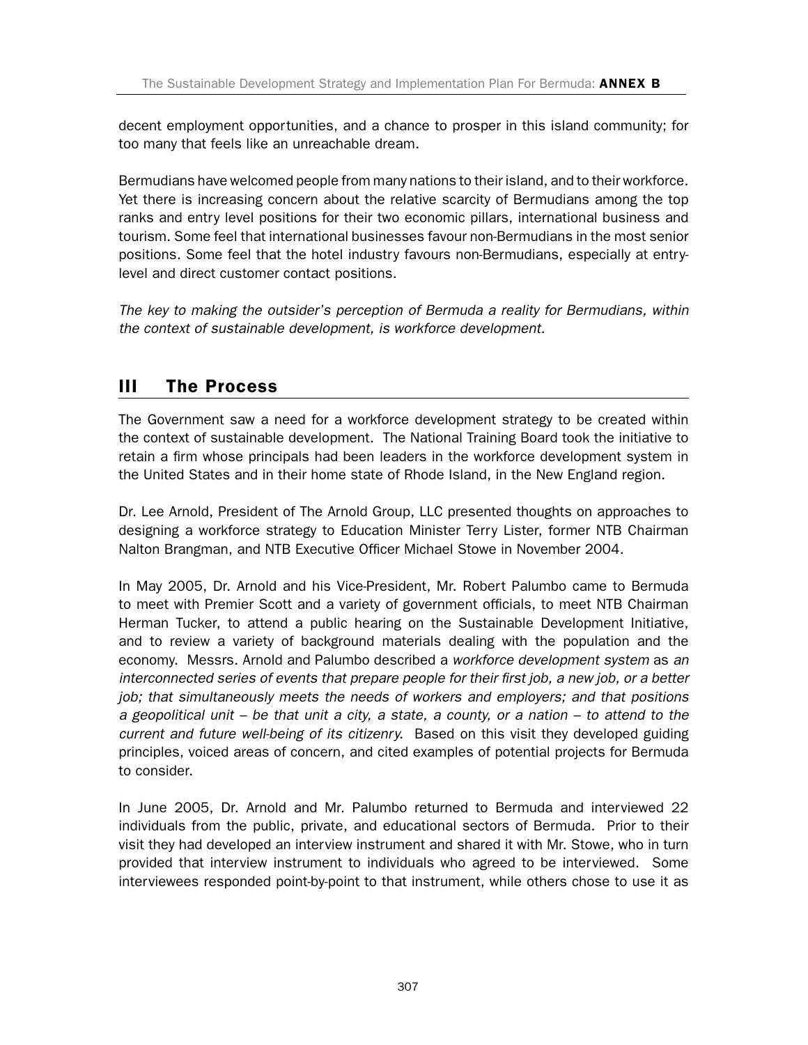decent employment opportunities, and a chance to prosper in this island community; for too many that feels like an unreachable dream.

Bermudians have welcomed people from many nations to their island, and to their workforce. Yet there is increasing concern about the relative scarcity of Bermudians among the top ranks and entry level positions for their two economic pillars, international business and tourism. Some feel that international businesses favour non-Bermudians in the most senior positions. Some feel that the hotel industry favours non-Bermudians, especially at entry-level and direct customer contact positions.

*The key to making the outsider's perception of Bermuda a reality for Bermudians, within the context of sustainable development, is workforce development.*

## III The Process

The Government saw a need for a workforce development strategy to be created within the context of sustainable development. The National Training Board took the initiative to retain a firm whose principals had been leaders in the workforce development system in the United States and in their home state of Rhode Island, in the New England region.

Dr. Lee Arnold, President of The Arnold Group, LLC presented thoughts on approaches to designing a workforce strategy to Education Minister Terry Lister, former NTB Chairman Nalton Brangman, and NTB Executive Officer Michael Stowe in November 2004.

In May 2005, Dr. Arnold and his Vice-President, Mr. Robert Palumbo came to Bermuda to meet with Premier Scott and a variety of government officials, to meet NTB Chairman Herman Tucker, to attend a public hearing on the Sustainable Development Initiative, and to review a variety of background materials dealing with the population and the economy. Messrs. Arnold and Palumbo described a *workforce development system* as *an interconnected series of events that prepare people for their first job, a new job, or a better job; that simultaneously meets the needs of workers and employers; and that positions a geopolitical unit – be that unit a city, a state, a county, or a nation – to attend to the current and future well-being of its citizenry.* Based on this visit they developed guiding principles, voiced areas of concern, and cited examples of potential projects for Bermuda to consider.

In June 2005, Dr. Arnold and Mr. Palumbo returned to Bermuda and interviewed 22 individuals from the public, private, and educational sectors of Bermuda. Prior to their visit they had developed an interview instrument and shared it with Mr. Stowe, who in turn provided that interview instrument to individuals who agreed to be interviewed. Some interviewees responded point-by-point to that instrument, while others chose to use it as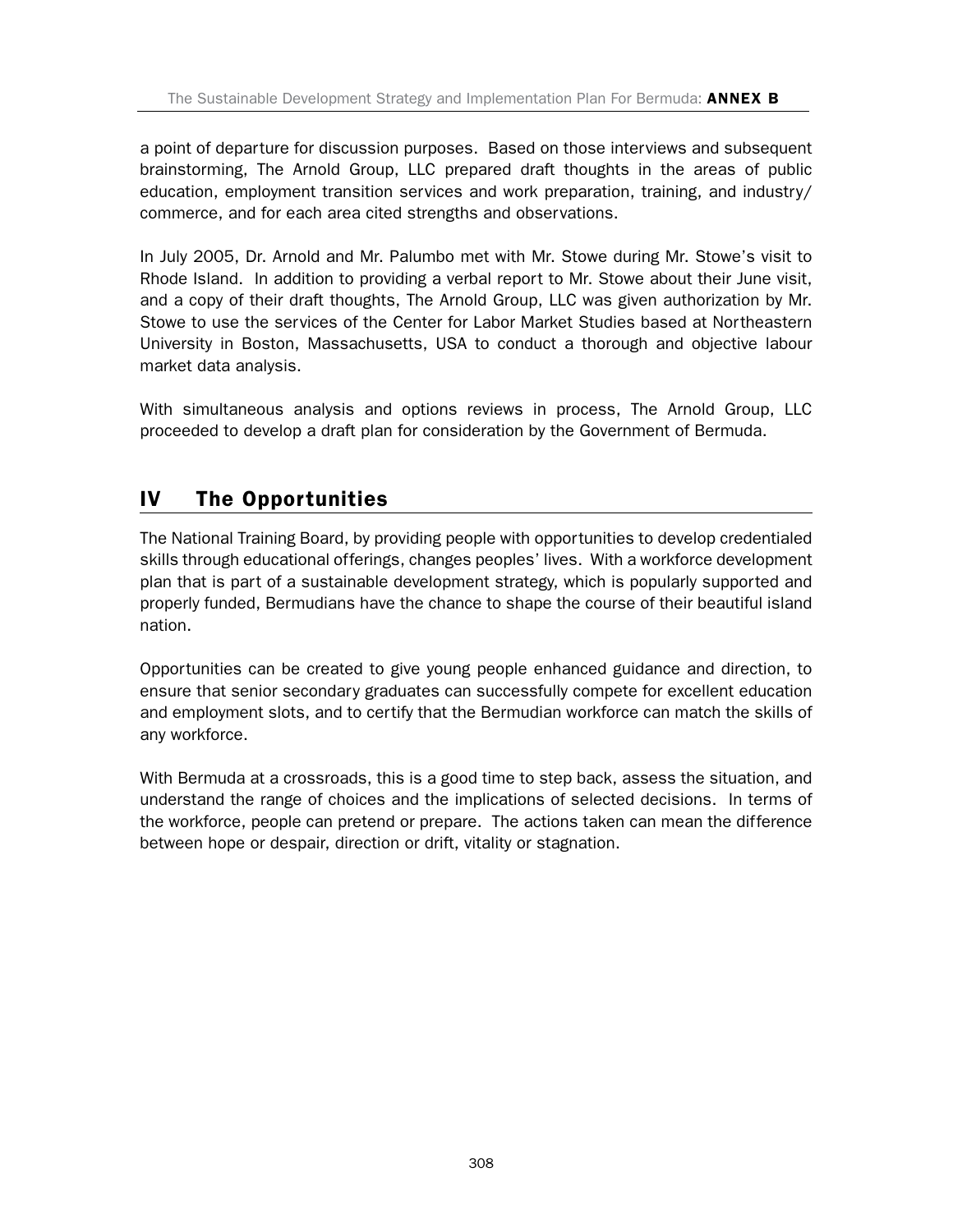a point of departure for discussion purposes. Based on those interviews and subsequent brainstorming, The Arnold Group, LLC prepared draft thoughts in the areas of public education, employment transition services and work preparation, training, and industry/ commerce, and for each area cited strengths and observations.

In July 2005, Dr. Arnold and Mr. Palumbo met with Mr. Stowe during Mr. Stowe's visit to Rhode Island. In addition to providing a verbal report to Mr. Stowe about their June visit, and a copy of their draft thoughts, The Arnold Group, LLC was given authorization by Mr. Stowe to use the services of the Center for Labor Market Studies based at Northeastern University in Boston, Massachusetts, USA to conduct a thorough and objective labour market data analysis.

With simultaneous analysis and options reviews in process, The Arnold Group, LLC proceeded to develop a draft plan for consideration by the Government of Bermuda.

## IV The Opportunities

The National Training Board, by providing people with opportunities to develop credentialed skills through educational offerings, changes peoples' lives. With a workforce development plan that is part of a sustainable development strategy, which is popularly supported and properly funded, Bermudians have the chance to shape the course of their beautiful island nation.

Opportunities can be created to give young people enhanced guidance and direction, to ensure that senior secondary graduates can successfully compete for excellent education and employment slots, and to certify that the Bermudian workforce can match the skills of any workforce.

With Bermuda at a crossroads, this is a good time to step back, assess the situation, and understand the range of choices and the implications of selected decisions. In terms of the workforce, people can pretend or prepare. The actions taken can mean the difference between hope or despair, direction or drift, vitality or stagnation.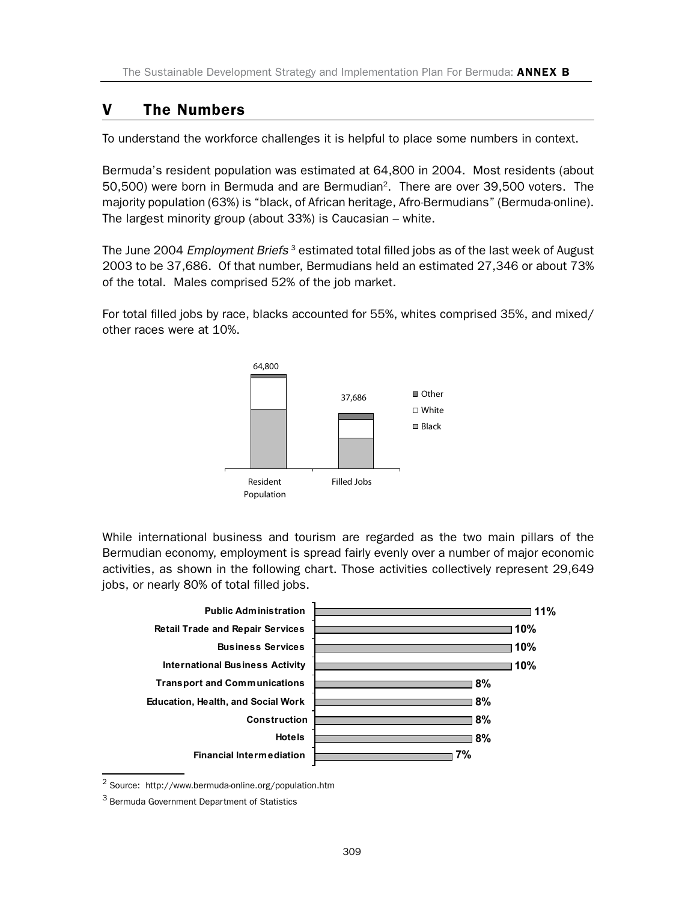## V The Numbers

To understand the workforce challenges it is helpful to place some numbers in context.

Bermuda's resident population was estimated at 64,800 in 2004. Most residents (about 50,500) were born in Bermuda and are Bermudian[2]. There are over 39,500 voters. The majority population (63%) is "black, of African heritage, Afro-Bermudians" (Bermuda-online). The largest minority group (about 33%) is Caucasian – white.

The June 2004 *Employment Briefs* [3] estimated total filled jobs as of the last week of August 2003 to be 37,686. Of that number, Bermudians held an estimated 27,346 or about 73% of the total. Males comprised 52% of the job market.

For total filled jobs by race, blacks accounted for 55%, whites comprised 35%, and mixed/other races were at 10%.

While international business and tourism are regarded as the two main pillars of the Bermudian economy, employment is spread fairly evenly over a number of major economic activities, as shown in the following chart. Those activities collectively represent 29,649 jobs, or nearly 80% of total filled jobs.

| Economic Activity | Share of Filled Jobs |
|---|---|
| Public Administration | 11% |
| Retail Trade and Repair Services | 10% |
| Business Services | 10% |
| International Business Activity | 10% |
| Transport and Communications | 8% |
| Education, Health, and Social Work | 8% |
| Construction | 8% |
| Hotels | 8% |
| Financial Intermediation | 7% |

[2] Source: http://www.bermuda-online.org/population.htm

[3] Bermuda Government Department of Statistics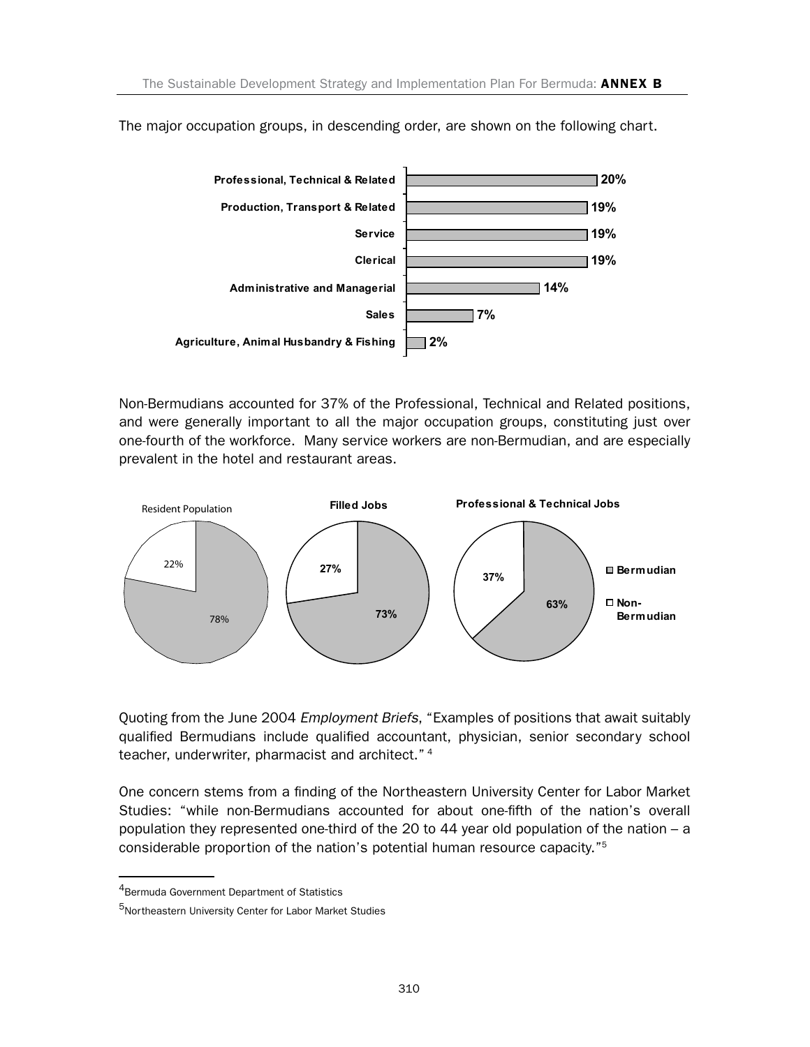The major occupation groups, in descending order, are shown on the following chart.

| Occupation Group | Percentage |
|---|---|
| Professional, Technical & Related | 20% |
| Production, Transport & Related | 19% |
| Service | 19% |
| Clerical | 19% |
| Administrative and Managerial | 14% |
| Sales | 7% |
| Agriculture, Animal Husbandry & Fishing | 2% |

Non-Bermudians accounted for 37% of the Professional, Technical and Related positions, and were generally important to all the major occupation groups, constituting just over one-fourth of the workforce. Many service workers are non-Bermudian, and are especially prevalent in the hotel and restaurant areas.

| | Resident Population | Filled Jobs | Professional & Technical Jobs |
|---|---|---|---|
| Bermudian | 78% | 73% | 63% |
| Non-Bermudian | 22% | 27% | 37% |

Quoting from the June 2004 *Employment Briefs*, "Examples of positions that await suitably qualified Bermudians include qualified accountant, physician, senior secondary school teacher, underwriter, pharmacist and architect." [4]

One concern stems from a finding of the Northeastern University Center for Labor Market Studies: "while non-Bermudians accounted for about one-fifth of the nation's overall population they represented one-third of the 20 to 44 year old population of the nation – a considerable proportion of the nation's potential human resource capacity."[5]

---

[4] Bermuda Government Department of Statistics

[5] Northeastern University Center for Labor Market Studies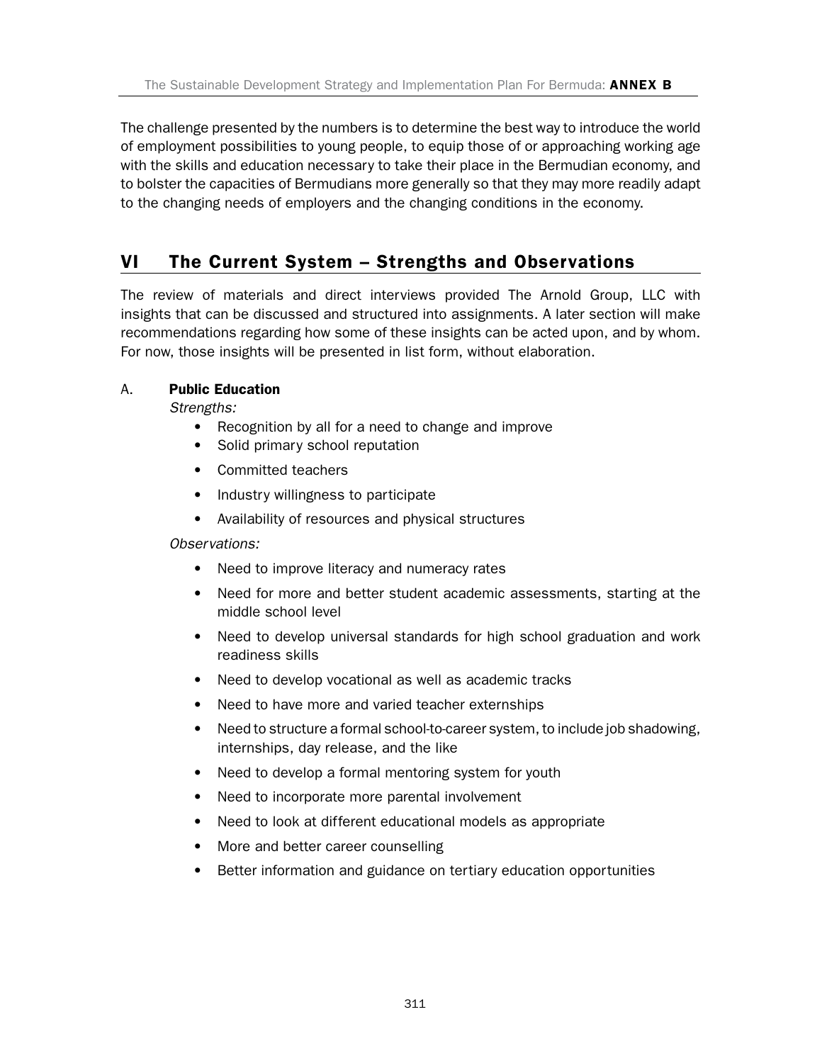The challenge presented by the numbers is to determine the best way to introduce the world of employment possibilities to young people, to equip those of or approaching working age with the skills and education necessary to take their place in the Bermudian economy, and to bolster the capacities of Bermudians more generally so that they may more readily adapt to the changing needs of employers and the changing conditions in the economy.

## VI The Current System – Strengths and Observations

The review of materials and direct interviews provided The Arnold Group, LLC with insights that can be discussed and structured into assignments. A later section will make recommendations regarding how some of these insights can be acted upon, and by whom. For now, those insights will be presented in list form, without elaboration.

### A. Public Education

*Strengths:*

- Recognition by all for a need to change and improve
- Solid primary school reputation
- Committed teachers
- Industry willingness to participate
- Availability of resources and physical structures

*Observations:*

- Need to improve literacy and numeracy rates
- Need for more and better student academic assessments, starting at the middle school level
- Need to develop universal standards for high school graduation and work readiness skills
- Need to develop vocational as well as academic tracks
- Need to have more and varied teacher externships
- Need to structure a formal school-to-career system, to include job shadowing, internships, day release, and the like
- Need to develop a formal mentoring system for youth
- Need to incorporate more parental involvement
- Need to look at different educational models as appropriate
- More and better career counselling
- Better information and guidance on tertiary education opportunities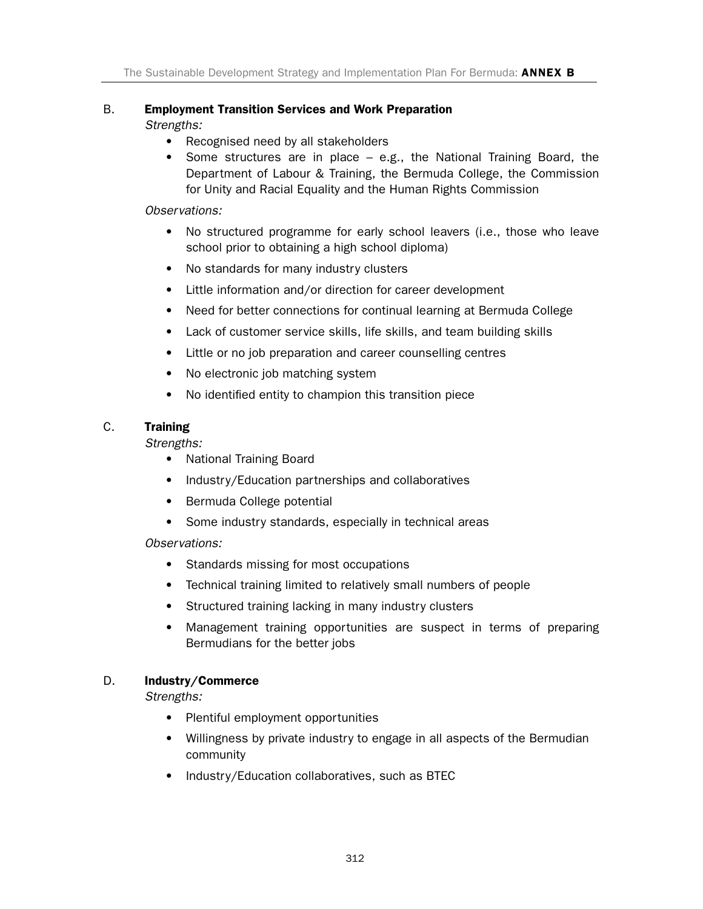### B. Employment Transition Services and Work Preparation

*Strengths:*

- Recognised need by all stakeholders
- Some structures are in place – e.g., the National Training Board, the Department of Labour & Training, the Bermuda College, the Commission for Unity and Racial Equality and the Human Rights Commission

*Observations:*

- No structured programme for early school leavers (i.e., those who leave school prior to obtaining a high school diploma)
- No standards for many industry clusters
- Little information and/or direction for career development
- Need for better connections for continual learning at Bermuda College
- Lack of customer service skills, life skills, and team building skills
- Little or no job preparation and career counselling centres
- No electronic job matching system
- No identified entity to champion this transition piece

### C. Training

*Strengths:*

- National Training Board
- Industry/Education partnerships and collaboratives
- Bermuda College potential
- Some industry standards, especially in technical areas

*Observations:*

- Standards missing for most occupations
- Technical training limited to relatively small numbers of people
- Structured training lacking in many industry clusters
- Management training opportunities are suspect in terms of preparing Bermudians for the better jobs

### D. Industry/Commerce

*Strengths:*

- Plentiful employment opportunities
- Willingness by private industry to engage in all aspects of the Bermudian community
- Industry/Education collaboratives, such as BTEC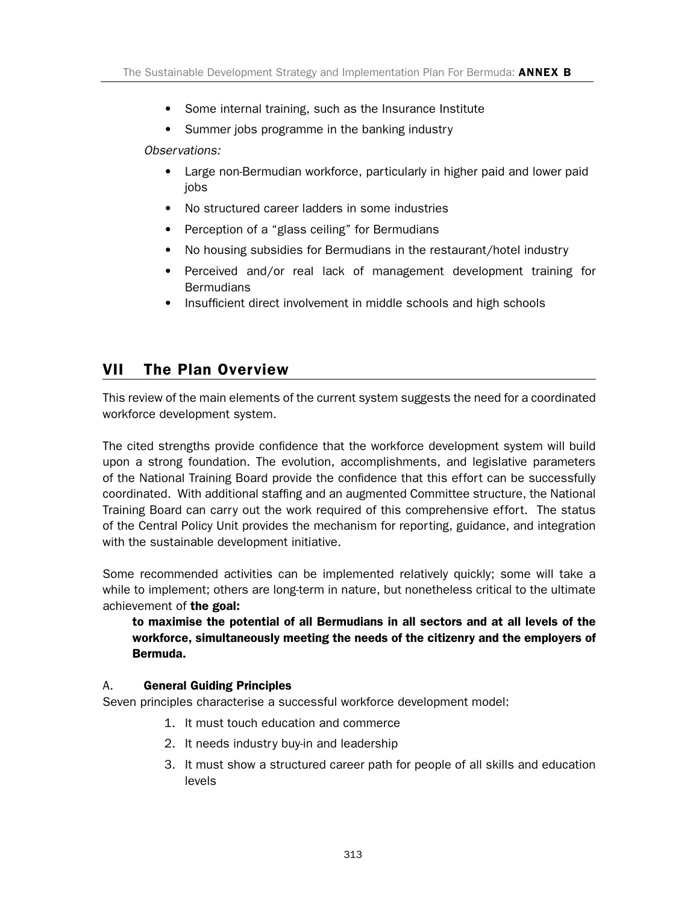- Some internal training, such as the Insurance Institute
- Summer jobs programme in the banking industry

*Observations:*

- Large non-Bermudian workforce, particularly in higher paid and lower paid jobs
- No structured career ladders in some industries
- Perception of a "glass ceiling" for Bermudians
- No housing subsidies for Bermudians in the restaurant/hotel industry
- Perceived and/or real lack of management development training for Bermudians
- Insufficient direct involvement in middle schools and high schools

## VII The Plan Overview

This review of the main elements of the current system suggests the need for a coordinated workforce development system.

The cited strengths provide confidence that the workforce development system will build upon a strong foundation. The evolution, accomplishments, and legislative parameters of the National Training Board provide the confidence that this effort can be successfully coordinated. With additional staffing and an augmented Committee structure, the National Training Board can carry out the work required of this comprehensive effort. The status of the Central Policy Unit provides the mechanism for reporting, guidance, and integration with the sustainable development initiative.

Some recommended activities can be implemented relatively quickly; some will take a while to implement; others are long-term in nature, but nonetheless critical to the ultimate achievement of **the goal:**

> **to maximise the potential of all Bermudians in all sectors and at all levels of the workforce, simultaneously meeting the needs of the citizenry and the employers of Bermuda.**

### A. General Guiding Principles

Seven principles characterise a successful workforce development model:

1. It must touch education and commerce
2. It needs industry buy-in and leadership
3. It must show a structured career path for people of all skills and education levels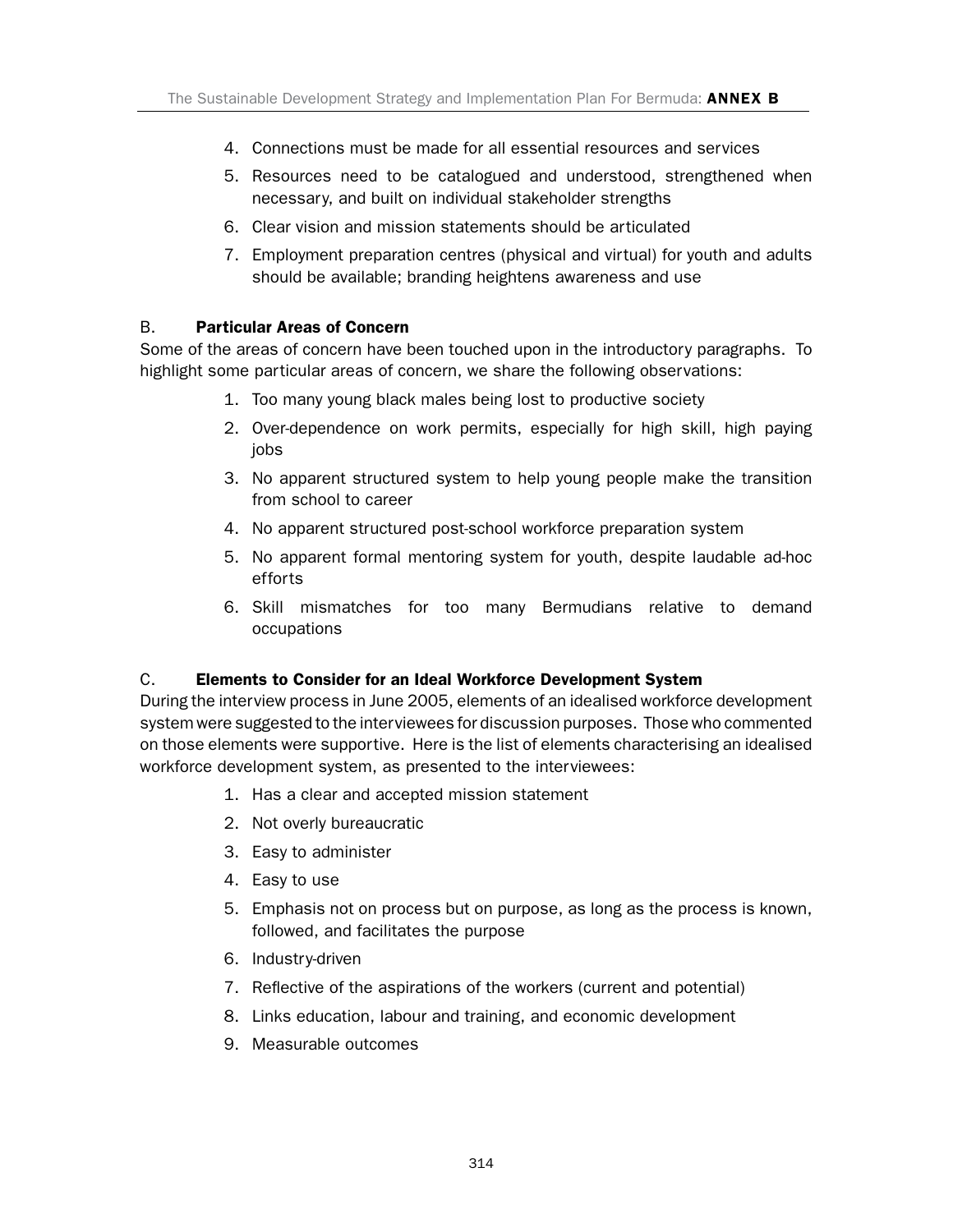4. Connections must be made for all essential resources and services
5. Resources need to be catalogued and understood, strengthened when necessary, and built on individual stakeholder strengths
6. Clear vision and mission statements should be articulated
7. Employment preparation centres (physical and virtual) for youth and adults should be available; branding heightens awareness and use

### B. Particular Areas of Concern

Some of the areas of concern have been touched upon in the introductory paragraphs. To highlight some particular areas of concern, we share the following observations:

1. Too many young black males being lost to productive society
2. Over-dependence on work permits, especially for high skill, high paying jobs
3. No apparent structured system to help young people make the transition from school to career
4. No apparent structured post-school workforce preparation system
5. No apparent formal mentoring system for youth, despite laudable ad-hoc efforts
6. Skill mismatches for too many Bermudians relative to demand occupations

### C. Elements to Consider for an Ideal Workforce Development System

During the interview process in June 2005, elements of an idealised workforce development system were suggested to the interviewees for discussion purposes. Those who commented on those elements were supportive. Here is the list of elements characterising an idealised workforce development system, as presented to the interviewees:

1. Has a clear and accepted mission statement
2. Not overly bureaucratic
3. Easy to administer
4. Easy to use
5. Emphasis not on process but on purpose, as long as the process is known, followed, and facilitates the purpose
6. Industry-driven
7. Reflective of the aspirations of the workers (current and potential)
8. Links education, labour and training, and economic development
9. Measurable outcomes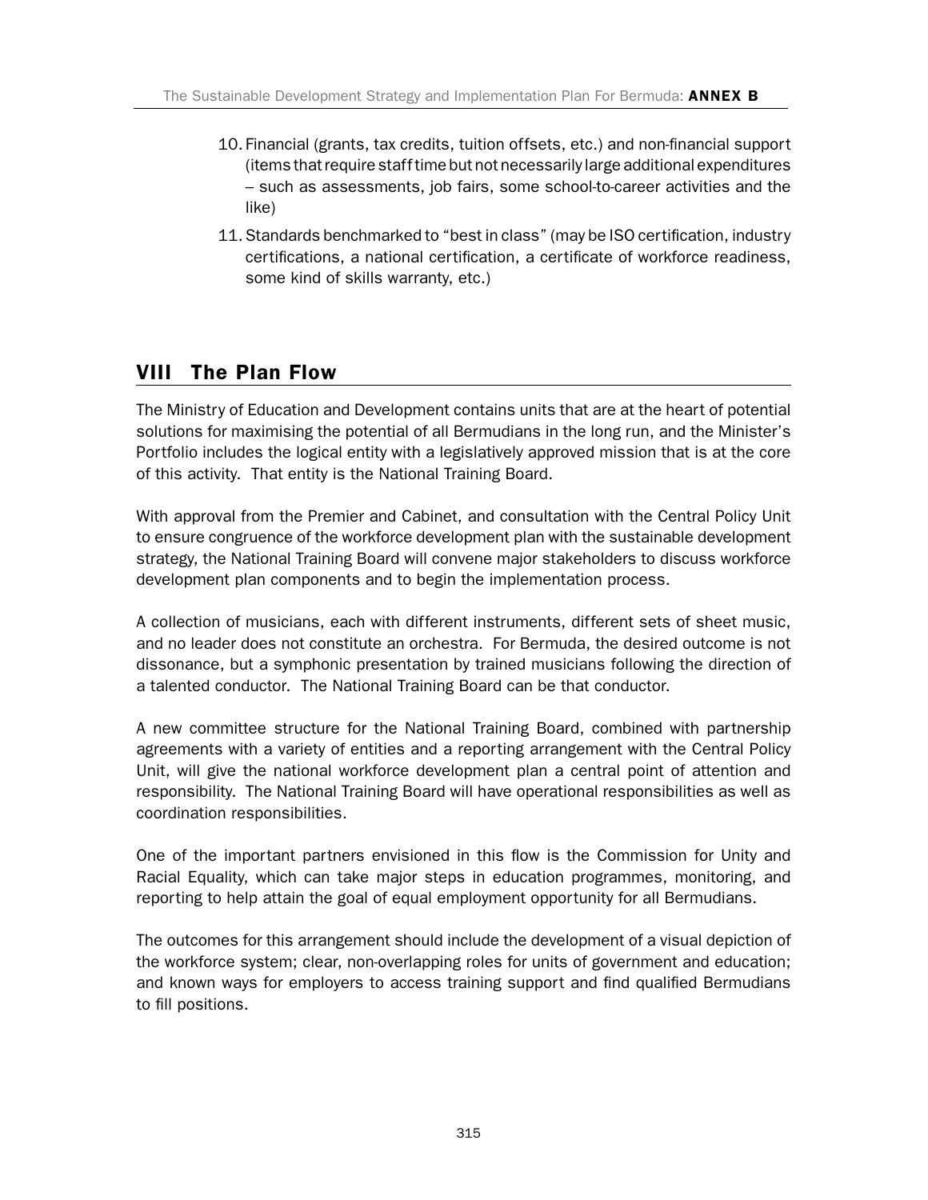10. Financial (grants, tax credits, tuition offsets, etc.) and non-financial support (items that require staff time but not necessarily large additional expenditures – such as assessments, job fairs, some school-to-career activities and the like)
11. Standards benchmarked to "best in class" (may be ISO certification, industry certifications, a national certification, a certificate of workforce readiness, some kind of skills warranty, etc.)

## VIII The Plan Flow

The Ministry of Education and Development contains units that are at the heart of potential solutions for maximising the potential of all Bermudians in the long run, and the Minister's Portfolio includes the logical entity with a legislatively approved mission that is at the core of this activity. That entity is the National Training Board.

With approval from the Premier and Cabinet, and consultation with the Central Policy Unit to ensure congruence of the workforce development plan with the sustainable development strategy, the National Training Board will convene major stakeholders to discuss workforce development plan components and to begin the implementation process.

A collection of musicians, each with different instruments, different sets of sheet music, and no leader does not constitute an orchestra. For Bermuda, the desired outcome is not dissonance, but a symphonic presentation by trained musicians following the direction of a talented conductor. The National Training Board can be that conductor.

A new committee structure for the National Training Board, combined with partnership agreements with a variety of entities and a reporting arrangement with the Central Policy Unit, will give the national workforce development plan a central point of attention and responsibility. The National Training Board will have operational responsibilities as well as coordination responsibilities.

One of the important partners envisioned in this flow is the Commission for Unity and Racial Equality, which can take major steps in education programmes, monitoring, and reporting to help attain the goal of equal employment opportunity for all Bermudians.

The outcomes for this arrangement should include the development of a visual depiction of the workforce system; clear, non-overlapping roles for units of government and education; and known ways for employers to access training support and find qualified Bermudians to fill positions.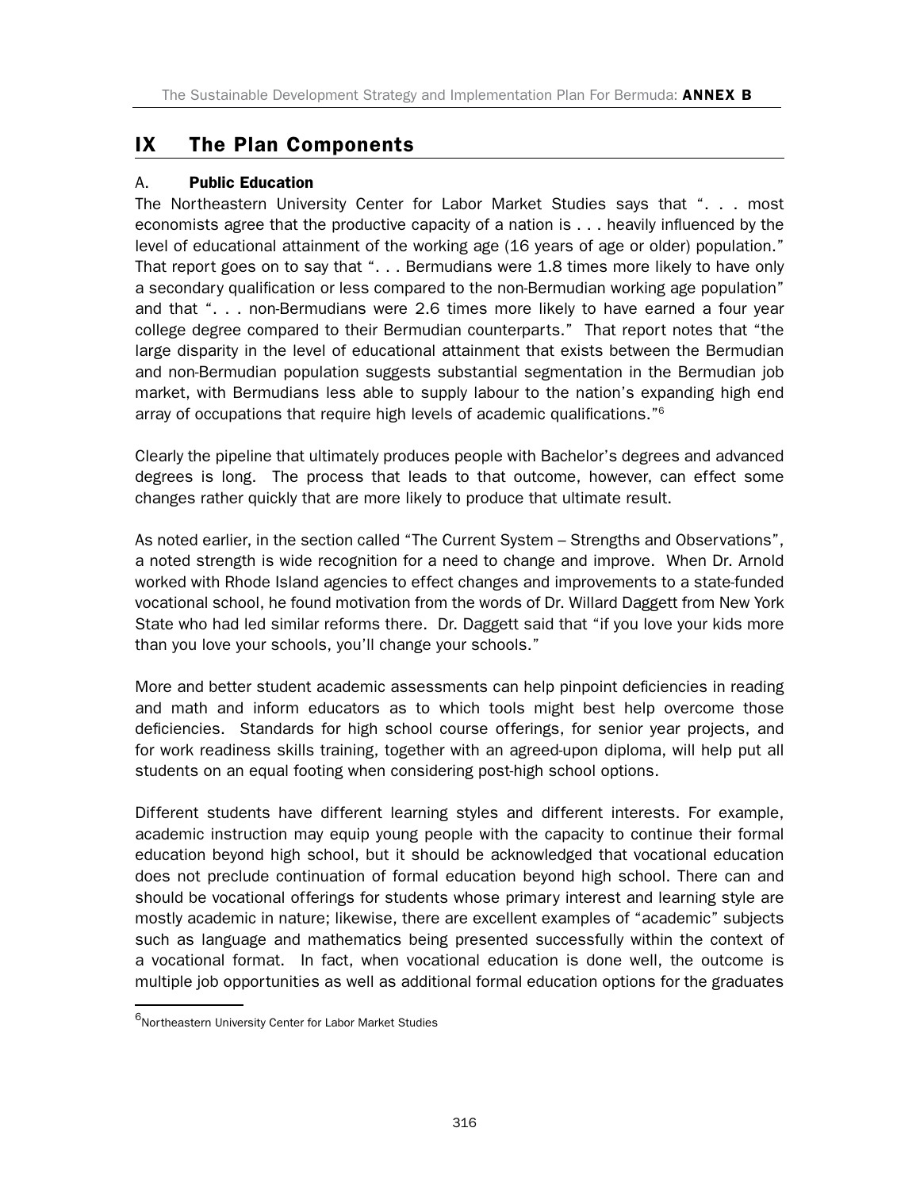# IX The Plan Components

## A. Public Education

The Northeastern University Center for Labor Market Studies says that ". . . most economists agree that the productive capacity of a nation is . . . heavily influenced by the level of educational attainment of the working age (16 years of age or older) population." That report goes on to say that ". . . Bermudians were 1.8 times more likely to have only a secondary qualification or less compared to the non-Bermudian working age population" and that ". . . non-Bermudians were 2.6 times more likely to have earned a four year college degree compared to their Bermudian counterparts." That report notes that "the large disparity in the level of educational attainment that exists between the Bermudian and non-Bermudian population suggests substantial segmentation in the Bermudian job market, with Bermudians less able to supply labour to the nation's expanding high end array of occupations that require high levels of academic qualifications."[6]

Clearly the pipeline that ultimately produces people with Bachelor's degrees and advanced degrees is long. The process that leads to that outcome, however, can effect some changes rather quickly that are more likely to produce that ultimate result.

As noted earlier, in the section called "The Current System – Strengths and Observations", a noted strength is wide recognition for a need to change and improve. When Dr. Arnold worked with Rhode Island agencies to effect changes and improvements to a state-funded vocational school, he found motivation from the words of Dr. Willard Daggett from New York State who had led similar reforms there. Dr. Daggett said that "if you love your kids more than you love your schools, you'll change your schools."

More and better student academic assessments can help pinpoint deficiencies in reading and math and inform educators as to which tools might best help overcome those deficiencies. Standards for high school course offerings, for senior year projects, and for work readiness skills training, together with an agreed-upon diploma, will help put all students on an equal footing when considering post-high school options.

Different students have different learning styles and different interests. For example, academic instruction may equip young people with the capacity to continue their formal education beyond high school, but it should be acknowledged that vocational education does not preclude continuation of formal education beyond high school. There can and should be vocational offerings for students whose primary interest and learning style are mostly academic in nature; likewise, there are excellent examples of "academic" subjects such as language and mathematics being presented successfully within the context of a vocational format. In fact, when vocational education is done well, the outcome is multiple job opportunities as well as additional formal education options for the graduates

[6] Northeastern University Center for Labor Market Studies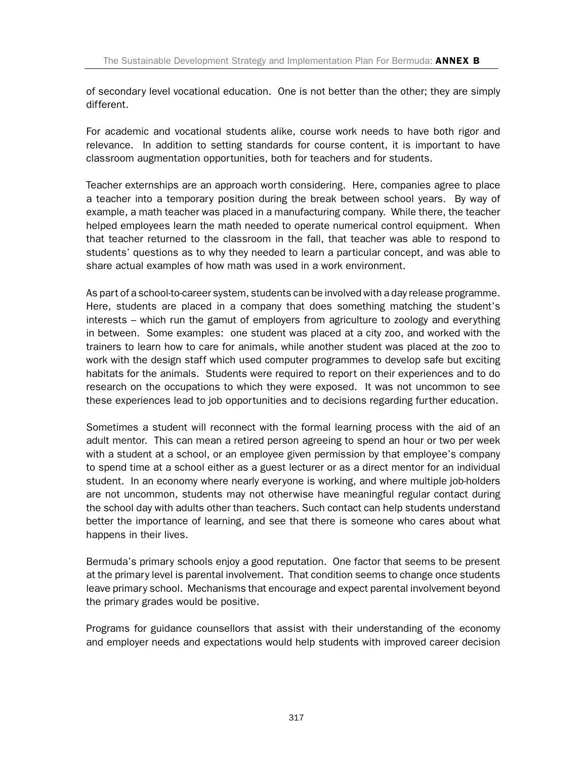of secondary level vocational education. One is not better than the other; they are simply different.

For academic and vocational students alike, course work needs to have both rigor and relevance. In addition to setting standards for course content, it is important to have classroom augmentation opportunities, both for teachers and for students.

Teacher externships are an approach worth considering. Here, companies agree to place a teacher into a temporary position during the break between school years. By way of example, a math teacher was placed in a manufacturing company. While there, the teacher helped employees learn the math needed to operate numerical control equipment. When that teacher returned to the classroom in the fall, that teacher was able to respond to students' questions as to why they needed to learn a particular concept, and was able to share actual examples of how math was used in a work environment.

As part of a school-to-career system, students can be involved with a day release programme. Here, students are placed in a company that does something matching the student's interests – which run the gamut of employers from agriculture to zoology and everything in between. Some examples: one student was placed at a city zoo, and worked with the trainers to learn how to care for animals, while another student was placed at the zoo to work with the design staff which used computer programmes to develop safe but exciting habitats for the animals. Students were required to report on their experiences and to do research on the occupations to which they were exposed. It was not uncommon to see these experiences lead to job opportunities and to decisions regarding further education.

Sometimes a student will reconnect with the formal learning process with the aid of an adult mentor. This can mean a retired person agreeing to spend an hour or two per week with a student at a school, or an employee given permission by that employee's company to spend time at a school either as a guest lecturer or as a direct mentor for an individual student. In an economy where nearly everyone is working, and where multiple job-holders are not uncommon, students may not otherwise have meaningful regular contact during the school day with adults other than teachers. Such contact can help students understand better the importance of learning, and see that there is someone who cares about what happens in their lives.

Bermuda's primary schools enjoy a good reputation. One factor that seems to be present at the primary level is parental involvement. That condition seems to change once students leave primary school. Mechanisms that encourage and expect parental involvement beyond the primary grades would be positive.

Programs for guidance counsellors that assist with their understanding of the economy and employer needs and expectations would help students with improved career decision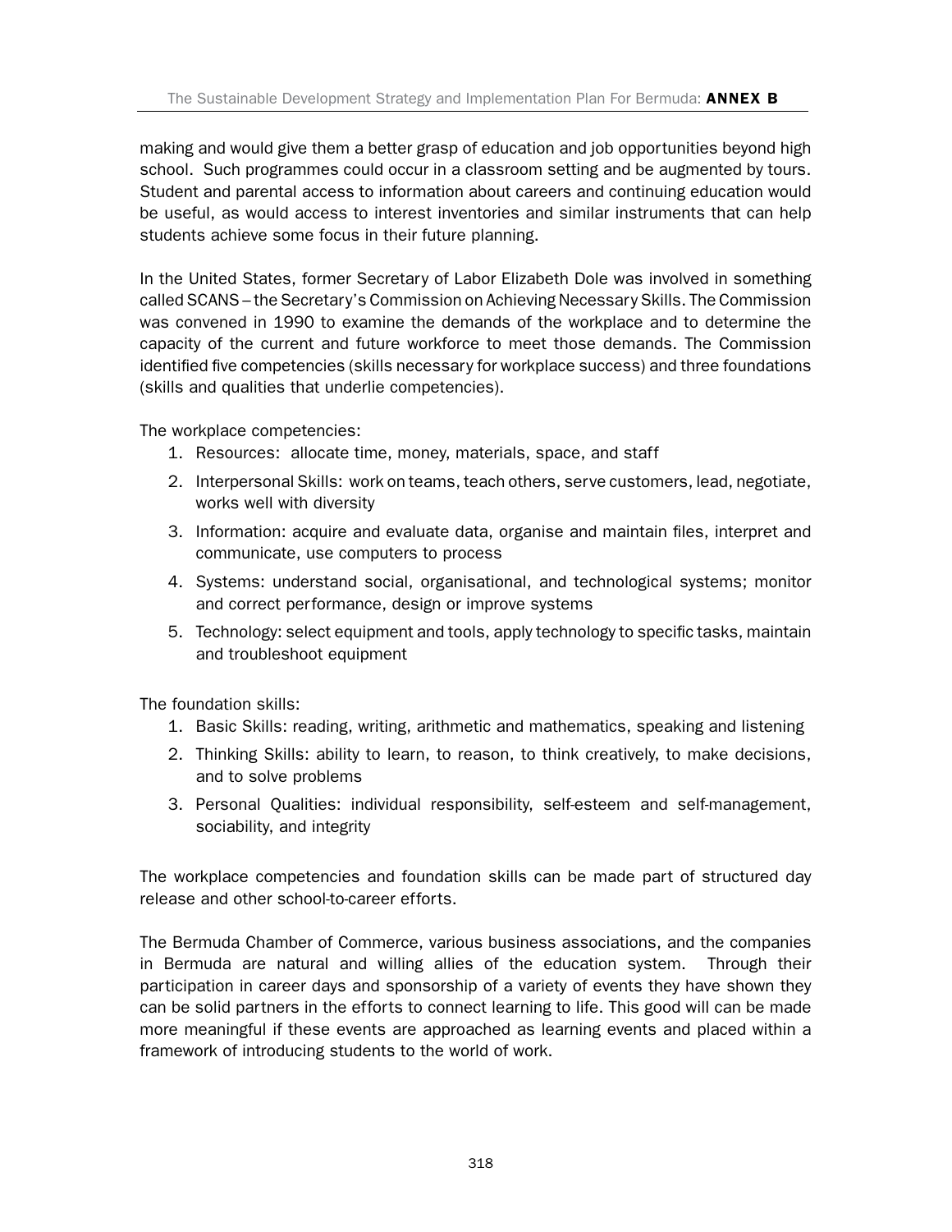making and would give them a better grasp of education and job opportunities beyond high school. Such programmes could occur in a classroom setting and be augmented by tours. Student and parental access to information about careers and continuing education would be useful, as would access to interest inventories and similar instruments that can help students achieve some focus in their future planning.

In the United States, former Secretary of Labor Elizabeth Dole was involved in something called SCANS – the Secretary's Commission on Achieving Necessary Skills. The Commission was convened in 1990 to examine the demands of the workplace and to determine the capacity of the current and future workforce to meet those demands. The Commission identified five competencies (skills necessary for workplace success) and three foundations (skills and qualities that underlie competencies).

The workplace competencies:

1. Resources: allocate time, money, materials, space, and staff
2. Interpersonal Skills: work on teams, teach others, serve customers, lead, negotiate, works well with diversity
3. Information: acquire and evaluate data, organise and maintain files, interpret and communicate, use computers to process
4. Systems: understand social, organisational, and technological systems; monitor and correct performance, design or improve systems
5. Technology: select equipment and tools, apply technology to specific tasks, maintain and troubleshoot equipment

The foundation skills:

1. Basic Skills: reading, writing, arithmetic and mathematics, speaking and listening
2. Thinking Skills: ability to learn, to reason, to think creatively, to make decisions, and to solve problems
3. Personal Qualities: individual responsibility, self-esteem and self-management, sociability, and integrity

The workplace competencies and foundation skills can be made part of structured day release and other school-to-career efforts.

The Bermuda Chamber of Commerce, various business associations, and the companies in Bermuda are natural and willing allies of the education system. Through their participation in career days and sponsorship of a variety of events they have shown they can be solid partners in the efforts to connect learning to life. This good will can be made more meaningful if these events are approached as learning events and placed within a framework of introducing students to the world of work.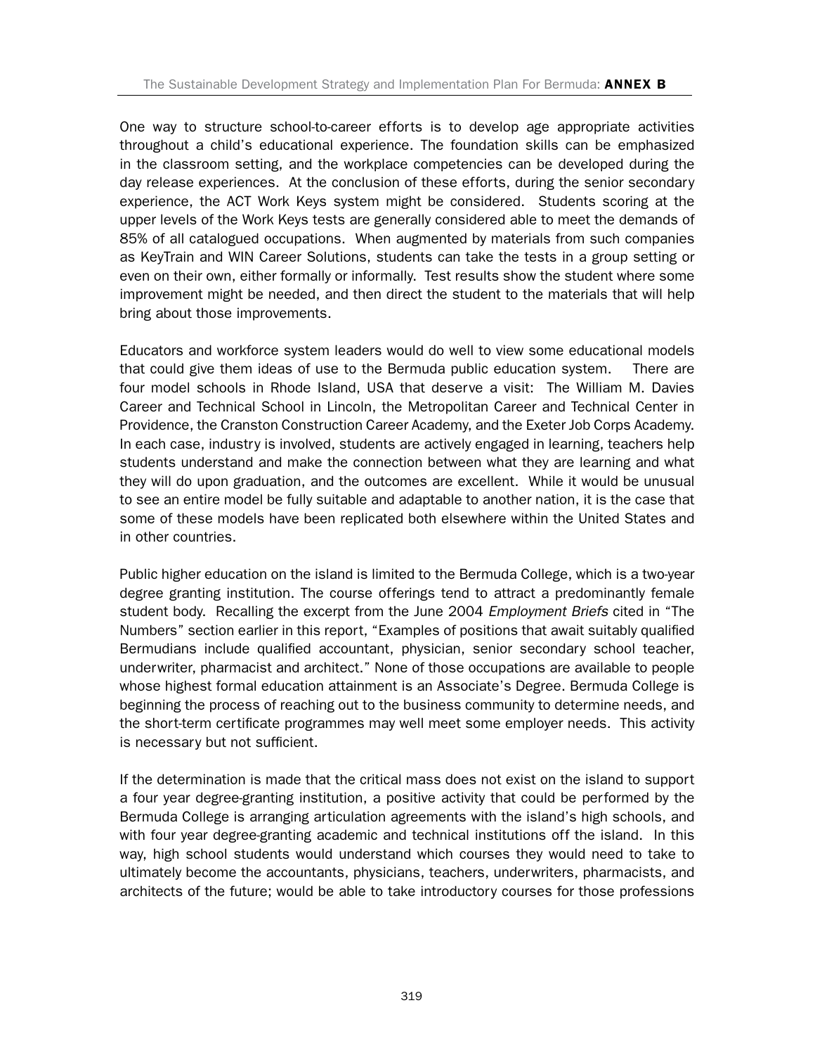One way to structure school-to-career efforts is to develop age appropriate activities throughout a child's educational experience. The foundation skills can be emphasized in the classroom setting, and the workplace competencies can be developed during the day release experiences. At the conclusion of these efforts, during the senior secondary experience, the ACT Work Keys system might be considered. Students scoring at the upper levels of the Work Keys tests are generally considered able to meet the demands of 85% of all catalogued occupations. When augmented by materials from such companies as KeyTrain and WIN Career Solutions, students can take the tests in a group setting or even on their own, either formally or informally. Test results show the student where some improvement might be needed, and then direct the student to the materials that will help bring about those improvements.

Educators and workforce system leaders would do well to view some educational models that could give them ideas of use to the Bermuda public education system. There are four model schools in Rhode Island, USA that deserve a visit: The William M. Davies Career and Technical School in Lincoln, the Metropolitan Career and Technical Center in Providence, the Cranston Construction Career Academy, and the Exeter Job Corps Academy. In each case, industry is involved, students are actively engaged in learning, teachers help students understand and make the connection between what they are learning and what they will do upon graduation, and the outcomes are excellent. While it would be unusual to see an entire model be fully suitable and adaptable to another nation, it is the case that some of these models have been replicated both elsewhere within the United States and in other countries.

Public higher education on the island is limited to the Bermuda College, which is a two-year degree granting institution. The course offerings tend to attract a predominantly female student body. Recalling the excerpt from the June 2004 *Employment Briefs* cited in "The Numbers" section earlier in this report, "Examples of positions that await suitably qualified Bermudians include qualified accountant, physician, senior secondary school teacher, underwriter, pharmacist and architect." None of those occupations are available to people whose highest formal education attainment is an Associate's Degree. Bermuda College is beginning the process of reaching out to the business community to determine needs, and the short-term certificate programmes may well meet some employer needs. This activity is necessary but not sufficient.

If the determination is made that the critical mass does not exist on the island to support a four year degree-granting institution, a positive activity that could be performed by the Bermuda College is arranging articulation agreements with the island's high schools, and with four year degree-granting academic and technical institutions off the island. In this way, high school students would understand which courses they would need to take to ultimately become the accountants, physicians, teachers, underwriters, pharmacists, and architects of the future; would be able to take introductory courses for those professions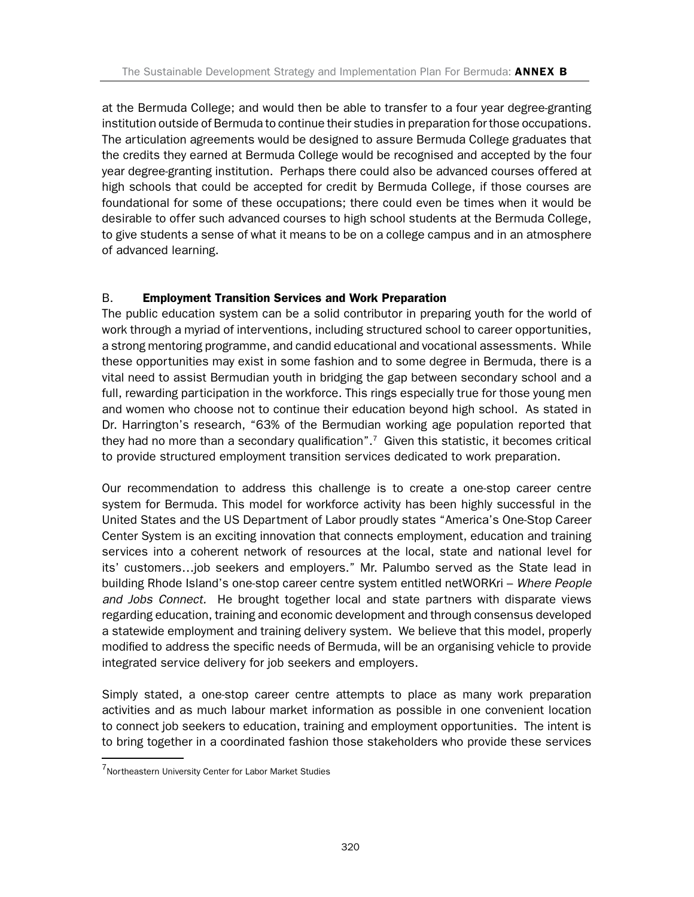at the Bermuda College; and would then be able to transfer to a four year degree-granting institution outside of Bermuda to continue their studies in preparation for those occupations. The articulation agreements would be designed to assure Bermuda College graduates that the credits they earned at Bermuda College would be recognised and accepted by the four year degree-granting institution. Perhaps there could also be advanced courses offered at high schools that could be accepted for credit by Bermuda College, if those courses are foundational for some of these occupations; there could even be times when it would be desirable to offer such advanced courses to high school students at the Bermuda College, to give students a sense of what it means to be on a college campus and in an atmosphere of advanced learning.

## B. **Employment Transition Services and Work Preparation**

The public education system can be a solid contributor in preparing youth for the world of work through a myriad of interventions, including structured school to career opportunities, a strong mentoring programme, and candid educational and vocational assessments. While these opportunities may exist in some fashion and to some degree in Bermuda, there is a vital need to assist Bermudian youth in bridging the gap between secondary school and a full, rewarding participation in the workforce. This rings especially true for those young men and women who choose not to continue their education beyond high school. As stated in Dr. Harrington's research, "63% of the Bermudian working age population reported that they had no more than a secondary qualification".[7] Given this statistic, it becomes critical to provide structured employment transition services dedicated to work preparation.

Our recommendation to address this challenge is to create a one-stop career centre system for Bermuda. This model for workforce activity has been highly successful in the United States and the US Department of Labor proudly states "America's One-Stop Career Center System is an exciting innovation that connects employment, education and training services into a coherent network of resources at the local, state and national level for its' customers…job seekers and employers." Mr. Palumbo served as the State lead in building Rhode Island's one-stop career centre system entitled netWORKri – *Where People and Jobs Connect.* He brought together local and state partners with disparate views regarding education, training and economic development and through consensus developed a statewide employment and training delivery system. We believe that this model, properly modified to address the specific needs of Bermuda, will be an organising vehicle to provide integrated service delivery for job seekers and employers.

Simply stated, a one-stop career centre attempts to place as many work preparation activities and as much labour market information as possible in one convenient location to connect job seekers to education, training and employment opportunities. The intent is to bring together in a coordinated fashion those stakeholders who provide these services

[7] Northeastern University Center for Labor Market Studies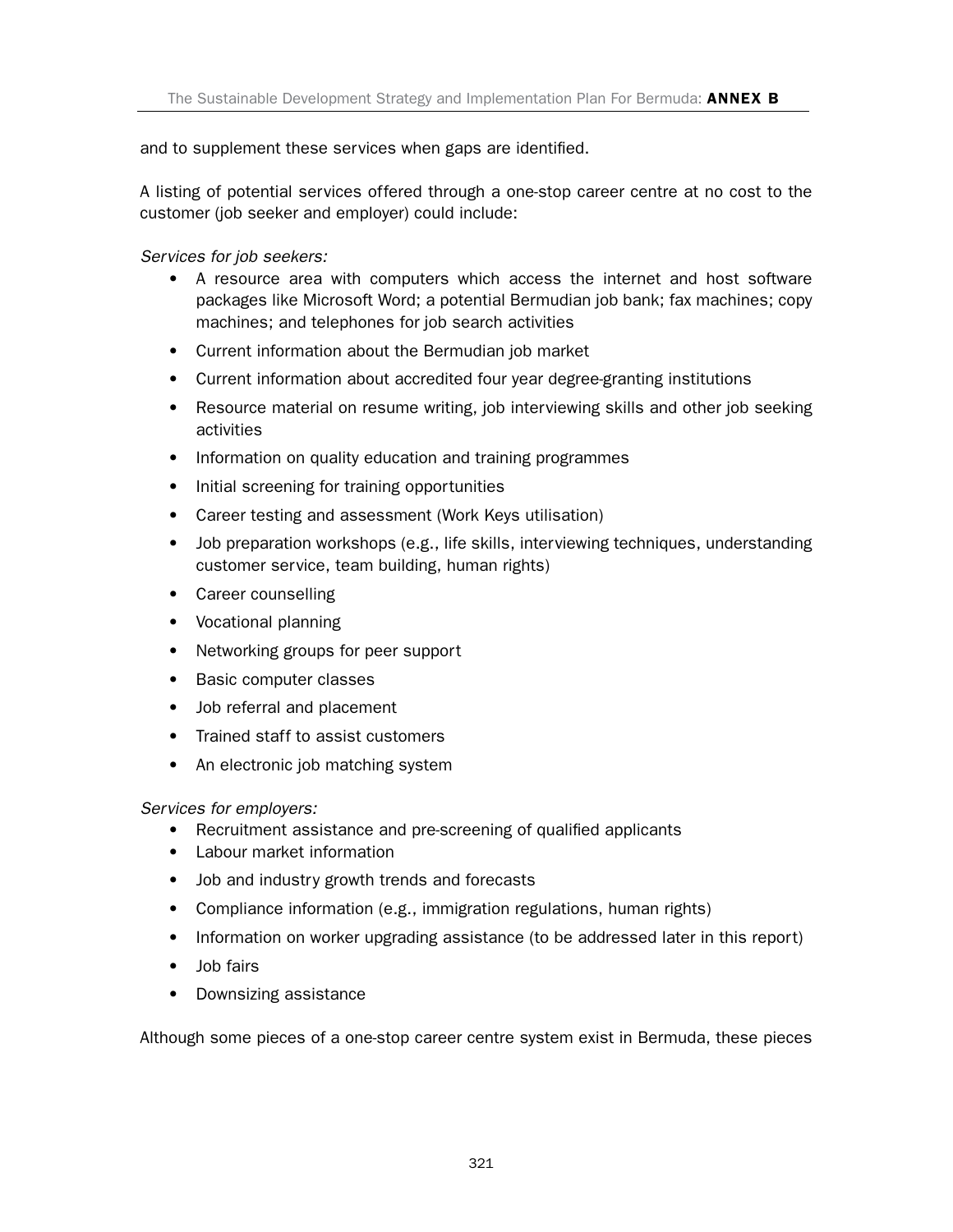and to supplement these services when gaps are identified.

A listing of potential services offered through a one-stop career centre at no cost to the customer (job seeker and employer) could include:

*Services for job seekers:*

- A resource area with computers which access the internet and host software packages like Microsoft Word; a potential Bermudian job bank; fax machines; copy machines; and telephones for job search activities
- Current information about the Bermudian job market
- Current information about accredited four year degree-granting institutions
- Resource material on resume writing, job interviewing skills and other job seeking activities
- Information on quality education and training programmes
- Initial screening for training opportunities
- Career testing and assessment (Work Keys utilisation)
- Job preparation workshops (e.g., life skills, interviewing techniques, understanding customer service, team building, human rights)
- Career counselling
- Vocational planning
- Networking groups for peer support
- Basic computer classes
- Job referral and placement
- Trained staff to assist customers
- An electronic job matching system

*Services for employers:*

- Recruitment assistance and pre-screening of qualified applicants
- Labour market information
- Job and industry growth trends and forecasts
- Compliance information (e.g., immigration regulations, human rights)
- Information on worker upgrading assistance (to be addressed later in this report)
- Job fairs
- Downsizing assistance

Although some pieces of a one-stop career centre system exist in Bermuda, these pieces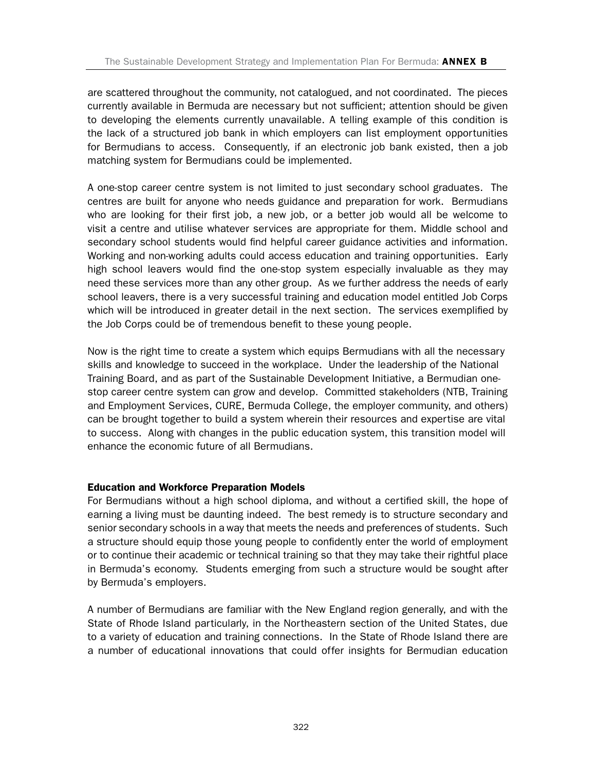are scattered throughout the community, not catalogued, and not coordinated. The pieces currently available in Bermuda are necessary but not sufficient; attention should be given to developing the elements currently unavailable. A telling example of this condition is the lack of a structured job bank in which employers can list employment opportunities for Bermudians to access. Consequently, if an electronic job bank existed, then a job matching system for Bermudians could be implemented.

A one-stop career centre system is not limited to just secondary school graduates. The centres are built for anyone who needs guidance and preparation for work. Bermudians who are looking for their first job, a new job, or a better job would all be welcome to visit a centre and utilise whatever services are appropriate for them. Middle school and secondary school students would find helpful career guidance activities and information. Working and non-working adults could access education and training opportunities. Early high school leavers would find the one-stop system especially invaluable as they may need these services more than any other group. As we further address the needs of early school leavers, there is a very successful training and education model entitled Job Corps which will be introduced in greater detail in the next section. The services exemplified by the Job Corps could be of tremendous benefit to these young people.

Now is the right time to create a system which equips Bermudians with all the necessary skills and knowledge to succeed in the workplace. Under the leadership of the National Training Board, and as part of the Sustainable Development Initiative, a Bermudian one-stop career centre system can grow and develop. Committed stakeholders (NTB, Training and Employment Services, CURE, Bermuda College, the employer community, and others) can be brought together to build a system wherein their resources and expertise are vital to success. Along with changes in the public education system, this transition model will enhance the economic future of all Bermudians.

**Education and Workforce Preparation Models**

For Bermudians without a high school diploma, and without a certified skill, the hope of earning a living must be daunting indeed. The best remedy is to structure secondary and senior secondary schools in a way that meets the needs and preferences of students. Such a structure should equip those young people to confidently enter the world of employment or to continue their academic or technical training so that they may take their rightful place in Bermuda's economy. Students emerging from such a structure would be sought after by Bermuda's employers.

A number of Bermudians are familiar with the New England region generally, and with the State of Rhode Island particularly, in the Northeastern section of the United States, due to a variety of education and training connections. In the State of Rhode Island there are a number of educational innovations that could offer insights for Bermudian education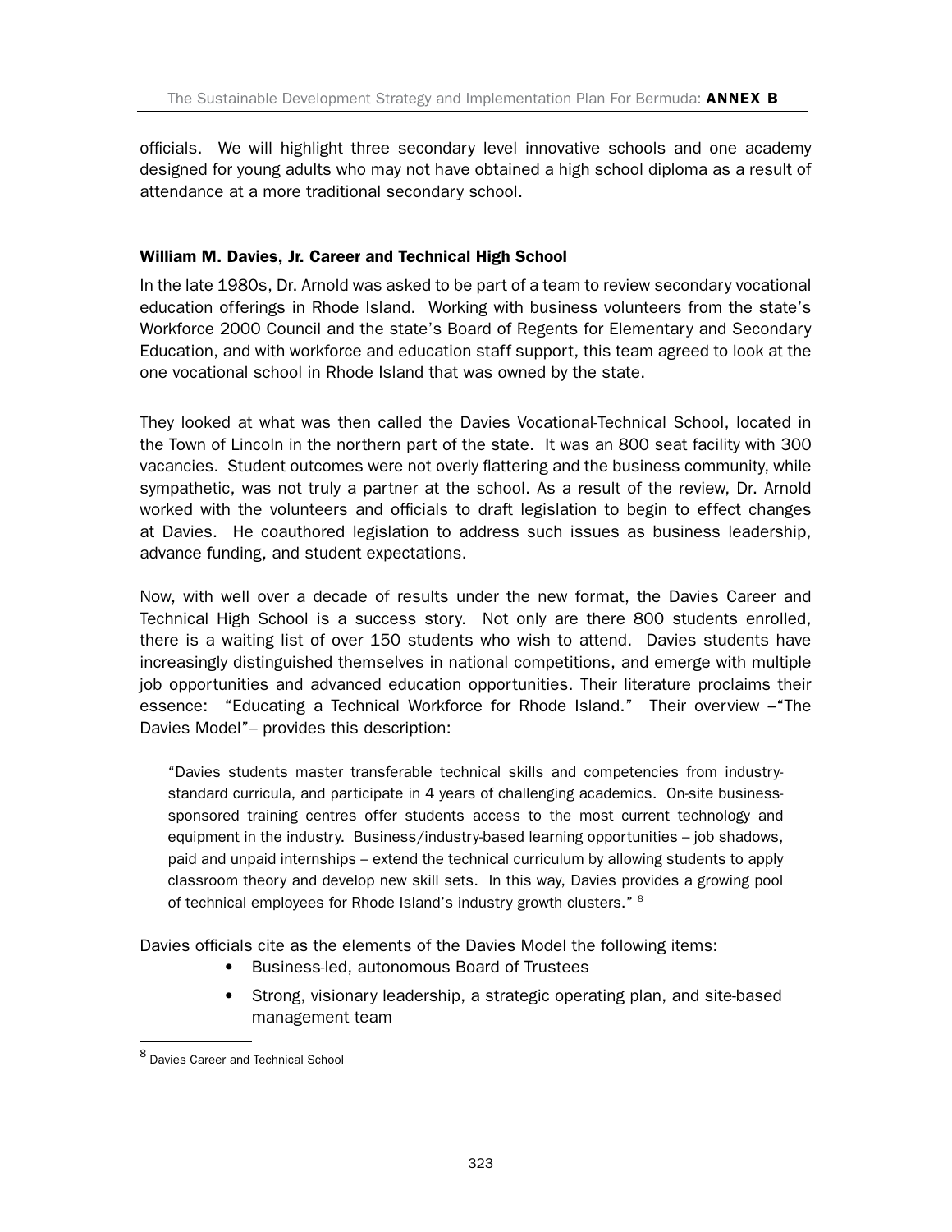officials. We will highlight three secondary level innovative schools and one academy designed for young adults who may not have obtained a high school diploma as a result of attendance at a more traditional secondary school.

### William M. Davies, Jr. Career and Technical High School

In the late 1980s, Dr. Arnold was asked to be part of a team to review secondary vocational education offerings in Rhode Island. Working with business volunteers from the state's Workforce 2000 Council and the state's Board of Regents for Elementary and Secondary Education, and with workforce and education staff support, this team agreed to look at the one vocational school in Rhode Island that was owned by the state.

They looked at what was then called the Davies Vocational-Technical School, located in the Town of Lincoln in the northern part of the state. It was an 800 seat facility with 300 vacancies. Student outcomes were not overly flattering and the business community, while sympathetic, was not truly a partner at the school. As a result of the review, Dr. Arnold worked with the volunteers and officials to draft legislation to begin to effect changes at Davies. He coauthored legislation to address such issues as business leadership, advance funding, and student expectations.

Now, with well over a decade of results under the new format, the Davies Career and Technical High School is a success story. Not only are there 800 students enrolled, there is a waiting list of over 150 students who wish to attend. Davies students have increasingly distinguished themselves in national competitions, and emerge with multiple job opportunities and advanced education opportunities. Their literature proclaims their essence: "Educating a Technical Workforce for Rhode Island." Their overview –"The Davies Model"– provides this description:

> "Davies students master transferable technical skills and competencies from industry-standard curricula, and participate in 4 years of challenging academics. On-site business-sponsored training centres offer students access to the most current technology and equipment in the industry. Business/industry-based learning opportunities – job shadows, paid and unpaid internships – extend the technical curriculum by allowing students to apply classroom theory and develop new skill sets. In this way, Davies provides a growing pool of technical employees for Rhode Island's industry growth clusters." [8]

Davies officials cite as the elements of the Davies Model the following items:

- Business-led, autonomous Board of Trustees
- Strong, visionary leadership, a strategic operating plan, and site-based management team

[8] Davies Career and Technical School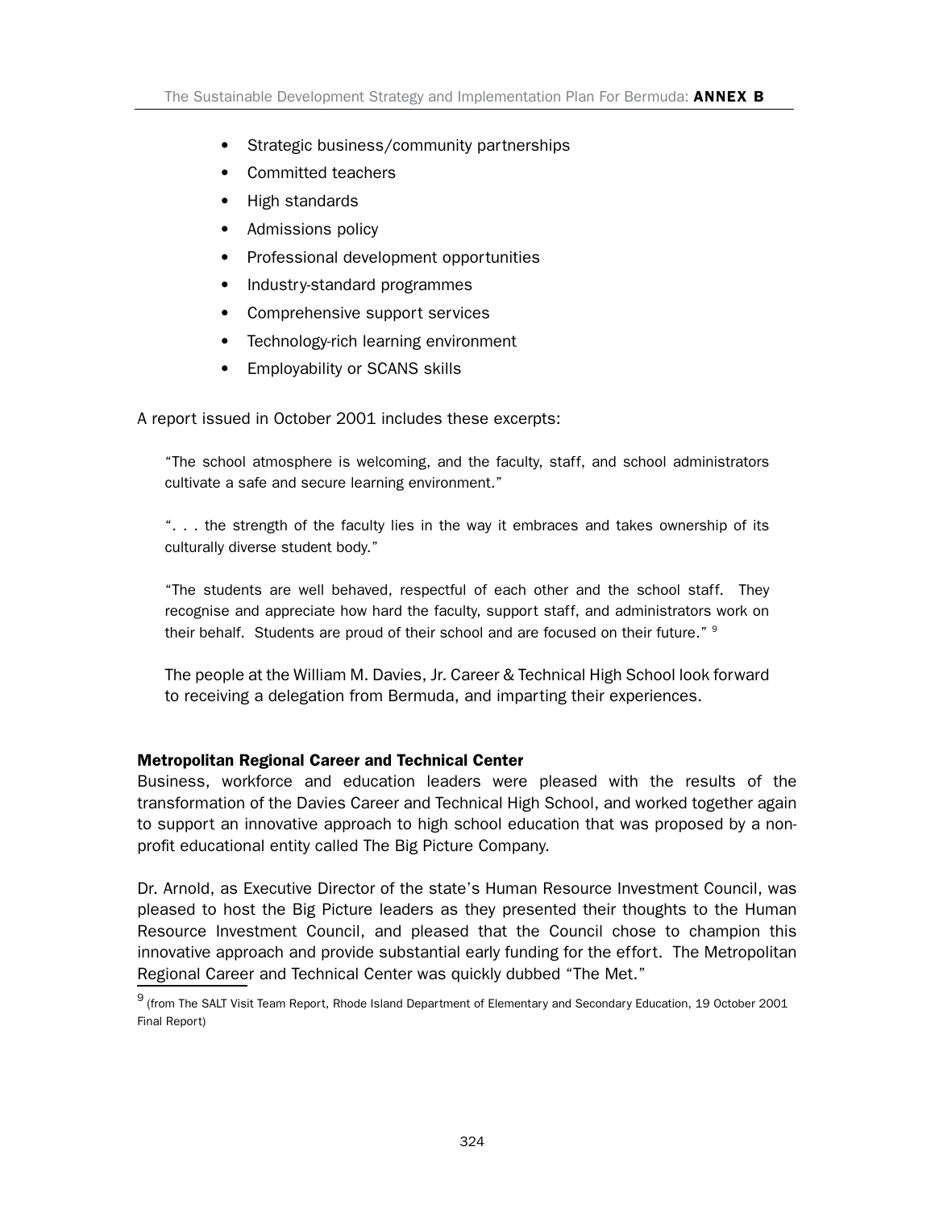- Strategic business/community partnerships
- Committed teachers
- High standards
- Admissions policy
- Professional development opportunities
- Industry-standard programmes
- Comprehensive support services
- Technology-rich learning environment
- Employability or SCANS skills

A report issued in October 2001 includes these excerpts:

> "The school atmosphere is welcoming, and the faculty, staff, and school administrators cultivate a safe and secure learning environment."
>
> ". . . the strength of the faculty lies in the way it embraces and takes ownership of its culturally diverse student body."
>
> "The students are well behaved, respectful of each other and the school staff. They recognise and appreciate how hard the faculty, support staff, and administrators work on their behalf. Students are proud of their school and are focused on their future." [9]

The people at the William M. Davies, Jr. Career & Technical High School look forward to receiving a delegation from Bermuda, and imparting their experiences.

**Metropolitan Regional Career and Technical Center**

Business, workforce and education leaders were pleased with the results of the transformation of the Davies Career and Technical High School, and worked together again to support an innovative approach to high school education that was proposed by a non-profit educational entity called The Big Picture Company.

Dr. Arnold, as Executive Director of the state's Human Resource Investment Council, was pleased to host the Big Picture leaders as they presented their thoughts to the Human Resource Investment Council, and pleased that the Council chose to champion this innovative approach and provide substantial early funding for the effort. The Metropolitan Regional Career and Technical Center was quickly dubbed "The Met."

[9] (from The SALT Visit Team Report, Rhode Island Department of Elementary and Secondary Education, 19 October 2001 Final Report)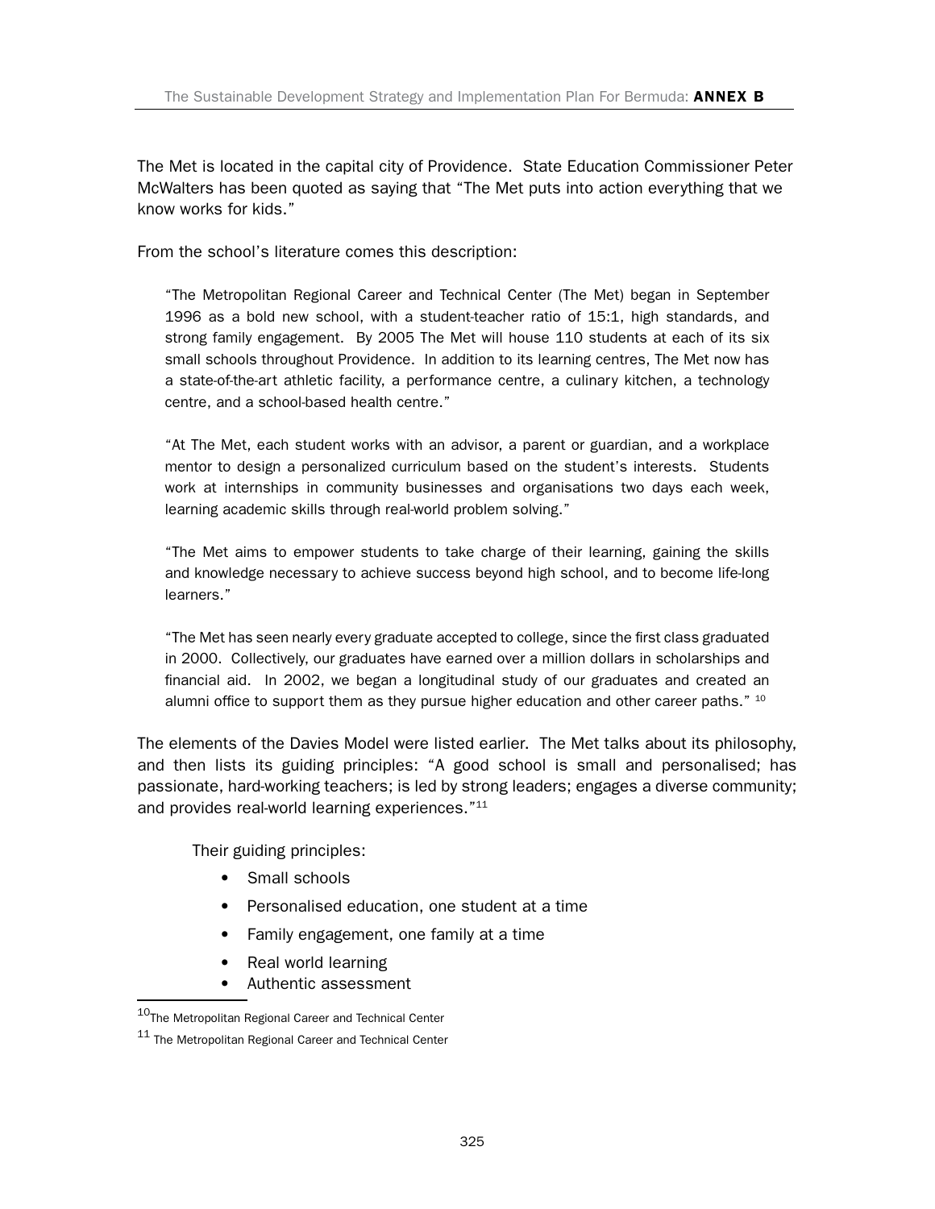The Met is located in the capital city of Providence. State Education Commissioner Peter McWalters has been quoted as saying that "The Met puts into action everything that we know works for kids."

From the school's literature comes this description:

> "The Metropolitan Regional Career and Technical Center (The Met) began in September 1996 as a bold new school, with a student-teacher ratio of 15:1, high standards, and strong family engagement. By 2005 The Met will house 110 students at each of its six small schools throughout Providence. In addition to its learning centres, The Met now has a state-of-the-art athletic facility, a performance centre, a culinary kitchen, a technology centre, and a school-based health centre."
>
> "At The Met, each student works with an advisor, a parent or guardian, and a workplace mentor to design a personalized curriculum based on the student's interests. Students work at internships in community businesses and organisations two days each week, learning academic skills through real-world problem solving."
>
> "The Met aims to empower students to take charge of their learning, gaining the skills and knowledge necessary to achieve success beyond high school, and to become life-long learners."
>
> "The Met has seen nearly every graduate accepted to college, since the first class graduated in 2000. Collectively, our graduates have earned over a million dollars in scholarships and financial aid. In 2002, we began a longitudinal study of our graduates and created an alumni office to support them as they pursue higher education and other career paths." [10]

The elements of the Davies Model were listed earlier. The Met talks about its philosophy, and then lists its guiding principles: "A good school is small and personalised; has passionate, hard-working teachers; is led by strong leaders; engages a diverse community; and provides real-world learning experiences."[11]

Their guiding principles:

- Small schools
- Personalised education, one student at a time
- Family engagement, one family at a time
- Real world learning
- Authentic assessment

---

[10] The Metropolitan Regional Career and Technical Center

[11] The Metropolitan Regional Career and Technical Center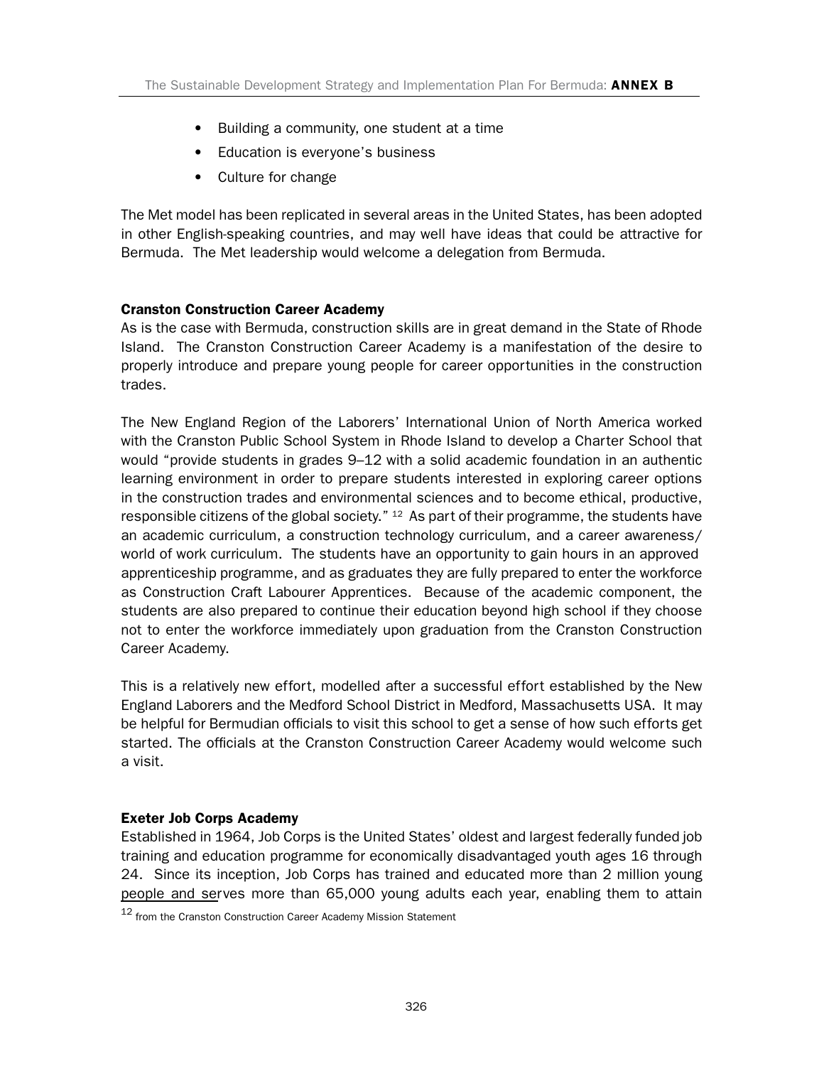- Building a community, one student at a time
- Education is everyone's business
- Culture for change

The Met model has been replicated in several areas in the United States, has been adopted in other English-speaking countries, and may well have ideas that could be attractive for Bermuda. The Met leadership would welcome a delegation from Bermuda.

**Cranston Construction Career Academy**

As is the case with Bermuda, construction skills are in great demand in the State of Rhode Island. The Cranston Construction Career Academy is a manifestation of the desire to properly introduce and prepare young people for career opportunities in the construction trades.

The New England Region of the Laborers' International Union of North America worked with the Cranston Public School System in Rhode Island to develop a Charter School that would "provide students in grades 9–12 with a solid academic foundation in an authentic learning environment in order to prepare students interested in exploring career options in the construction trades and environmental sciences and to become ethical, productive, responsible citizens of the global society." [12] As part of their programme, the students have an academic curriculum, a construction technology curriculum, and a career awareness/ world of work curriculum. The students have an opportunity to gain hours in an approved apprenticeship programme, and as graduates they are fully prepared to enter the workforce as Construction Craft Labourer Apprentices. Because of the academic component, the students are also prepared to continue their education beyond high school if they choose not to enter the workforce immediately upon graduation from the Cranston Construction Career Academy.

This is a relatively new effort, modelled after a successful effort established by the New England Laborers and the Medford School District in Medford, Massachusetts USA. It may be helpful for Bermudian officials to visit this school to get a sense of how such efforts get started. The officials at the Cranston Construction Career Academy would welcome such a visit.

**Exeter Job Corps Academy**

Established in 1964, Job Corps is the United States' oldest and largest federally funded job training and education programme for economically disadvantaged youth ages 16 through 24. Since its inception, Job Corps has trained and educated more than 2 million young people and serves more than 65,000 young adults each year, enabling them to attain

[12] from the Cranston Construction Career Academy Mission Statement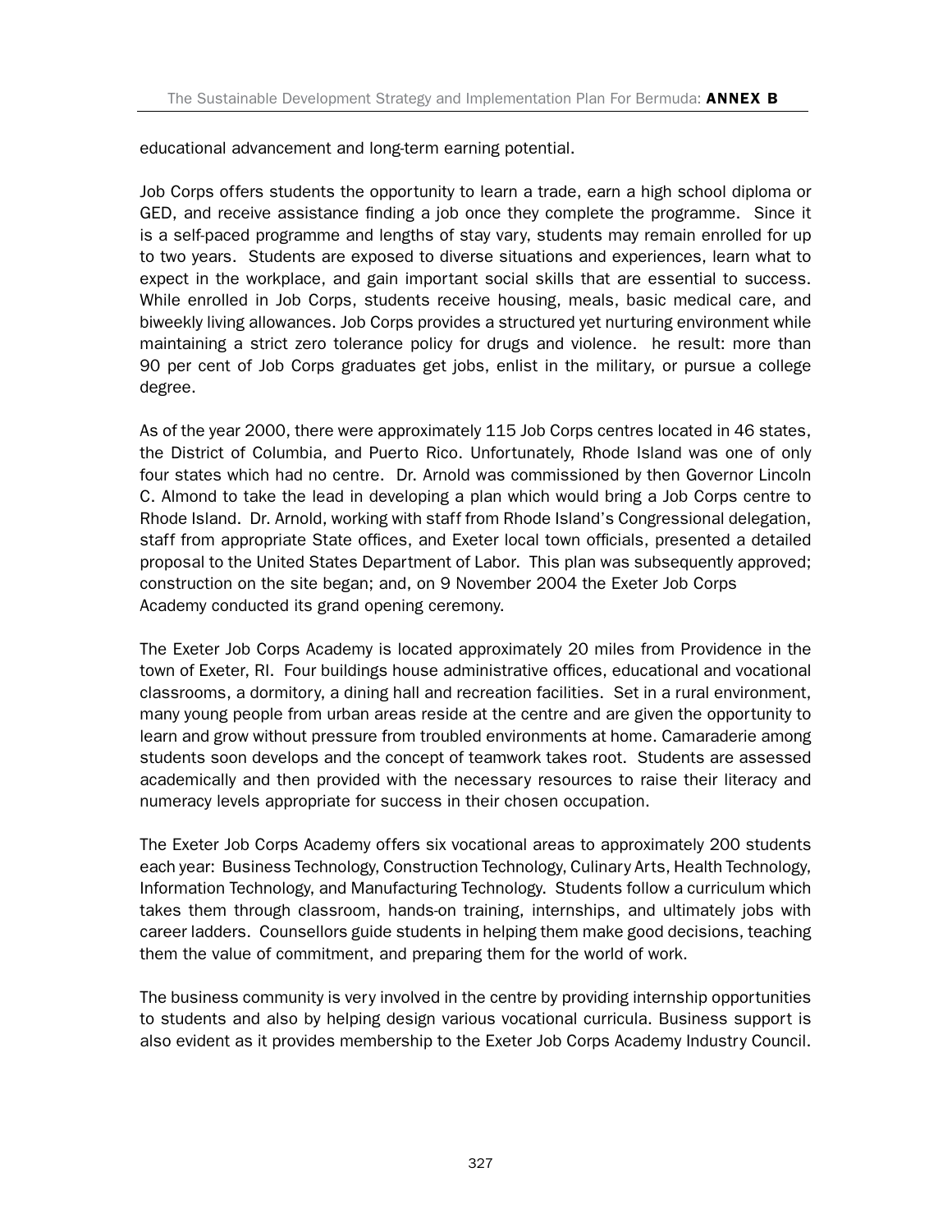educational advancement and long-term earning potential.

Job Corps offers students the opportunity to learn a trade, earn a high school diploma or GED, and receive assistance finding a job once they complete the programme. Since it is a self-paced programme and lengths of stay vary, students may remain enrolled for up to two years. Students are exposed to diverse situations and experiences, learn what to expect in the workplace, and gain important social skills that are essential to success. While enrolled in Job Corps, students receive housing, meals, basic medical care, and biweekly living allowances. Job Corps provides a structured yet nurturing environment while maintaining a strict zero tolerance policy for drugs and violence. he result: more than 90 per cent of Job Corps graduates get jobs, enlist in the military, or pursue a college degree.

As of the year 2000, there were approximately 115 Job Corps centres located in 46 states, the District of Columbia, and Puerto Rico. Unfortunately, Rhode Island was one of only four states which had no centre. Dr. Arnold was commissioned by then Governor Lincoln C. Almond to take the lead in developing a plan which would bring a Job Corps centre to Rhode Island. Dr. Arnold, working with staff from Rhode Island's Congressional delegation, staff from appropriate State offices, and Exeter local town officials, presented a detailed proposal to the United States Department of Labor. This plan was subsequently approved; construction on the site began; and, on 9 November 2004 the Exeter Job Corps Academy conducted its grand opening ceremony.

The Exeter Job Corps Academy is located approximately 20 miles from Providence in the town of Exeter, RI. Four buildings house administrative offices, educational and vocational classrooms, a dormitory, a dining hall and recreation facilities. Set in a rural environment, many young people from urban areas reside at the centre and are given the opportunity to learn and grow without pressure from troubled environments at home. Camaraderie among students soon develops and the concept of teamwork takes root. Students are assessed academically and then provided with the necessary resources to raise their literacy and numeracy levels appropriate for success in their chosen occupation.

The Exeter Job Corps Academy offers six vocational areas to approximately 200 students each year: Business Technology, Construction Technology, Culinary Arts, Health Technology, Information Technology, and Manufacturing Technology. Students follow a curriculum which takes them through classroom, hands-on training, internships, and ultimately jobs with career ladders. Counsellors guide students in helping them make good decisions, teaching them the value of commitment, and preparing them for the world of work.

The business community is very involved in the centre by providing internship opportunities to students and also by helping design various vocational curricula. Business support is also evident as it provides membership to the Exeter Job Corps Academy Industry Council.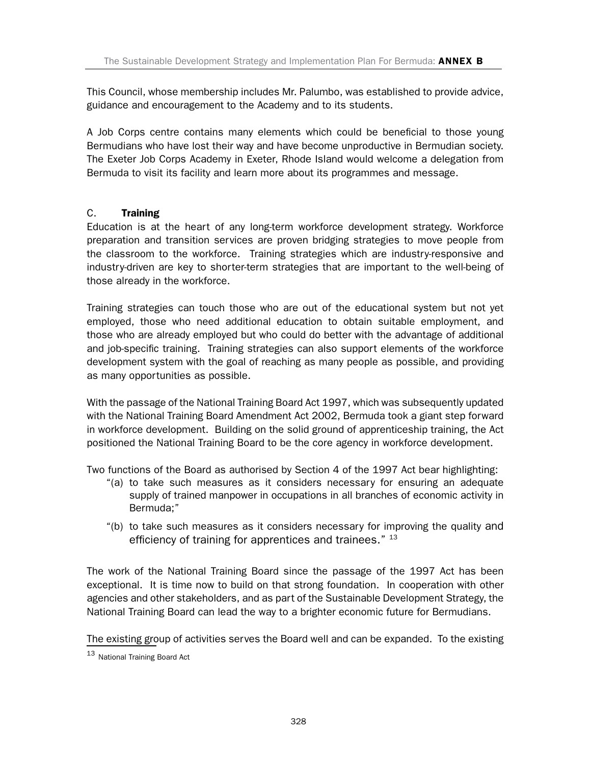This Council, whose membership includes Mr. Palumbo, was established to provide advice, guidance and encouragement to the Academy and to its students.

A Job Corps centre contains many elements which could be beneficial to those young Bermudians who have lost their way and have become unproductive in Bermudian society. The Exeter Job Corps Academy in Exeter, Rhode Island would welcome a delegation from Bermuda to visit its facility and learn more about its programmes and message.

### C. **Training**

Education is at the heart of any long-term workforce development strategy. Workforce preparation and transition services are proven bridging strategies to move people from the classroom to the workforce. Training strategies which are industry-responsive and industry-driven are key to shorter-term strategies that are important to the well-being of those already in the workforce.

Training strategies can touch those who are out of the educational system but not yet employed, those who need additional education to obtain suitable employment, and those who are already employed but who could do better with the advantage of additional and job-specific training. Training strategies can also support elements of the workforce development system with the goal of reaching as many people as possible, and providing as many opportunities as possible.

With the passage of the National Training Board Act 1997, which was subsequently updated with the National Training Board Amendment Act 2002, Bermuda took a giant step forward in workforce development. Building on the solid ground of apprenticeship training, the Act positioned the National Training Board to be the core agency in workforce development.

Two functions of the Board as authorised by Section 4 of the 1997 Act bear highlighting:

- "(a) to take such measures as it considers necessary for ensuring an adequate supply of trained manpower in occupations in all branches of economic activity in Bermuda;"
- "(b) to take such measures as it considers necessary for improving the quality and efficiency of training for apprentices and trainees." [13]

The work of the National Training Board since the passage of the 1997 Act has been exceptional. It is time now to build on that strong foundation. In cooperation with other agencies and other stakeholders, and as part of the Sustainable Development Strategy, the National Training Board can lead the way to a brighter economic future for Bermudians.

The existing group of activities serves the Board well and can be expanded. To the existing

[13] National Training Board Act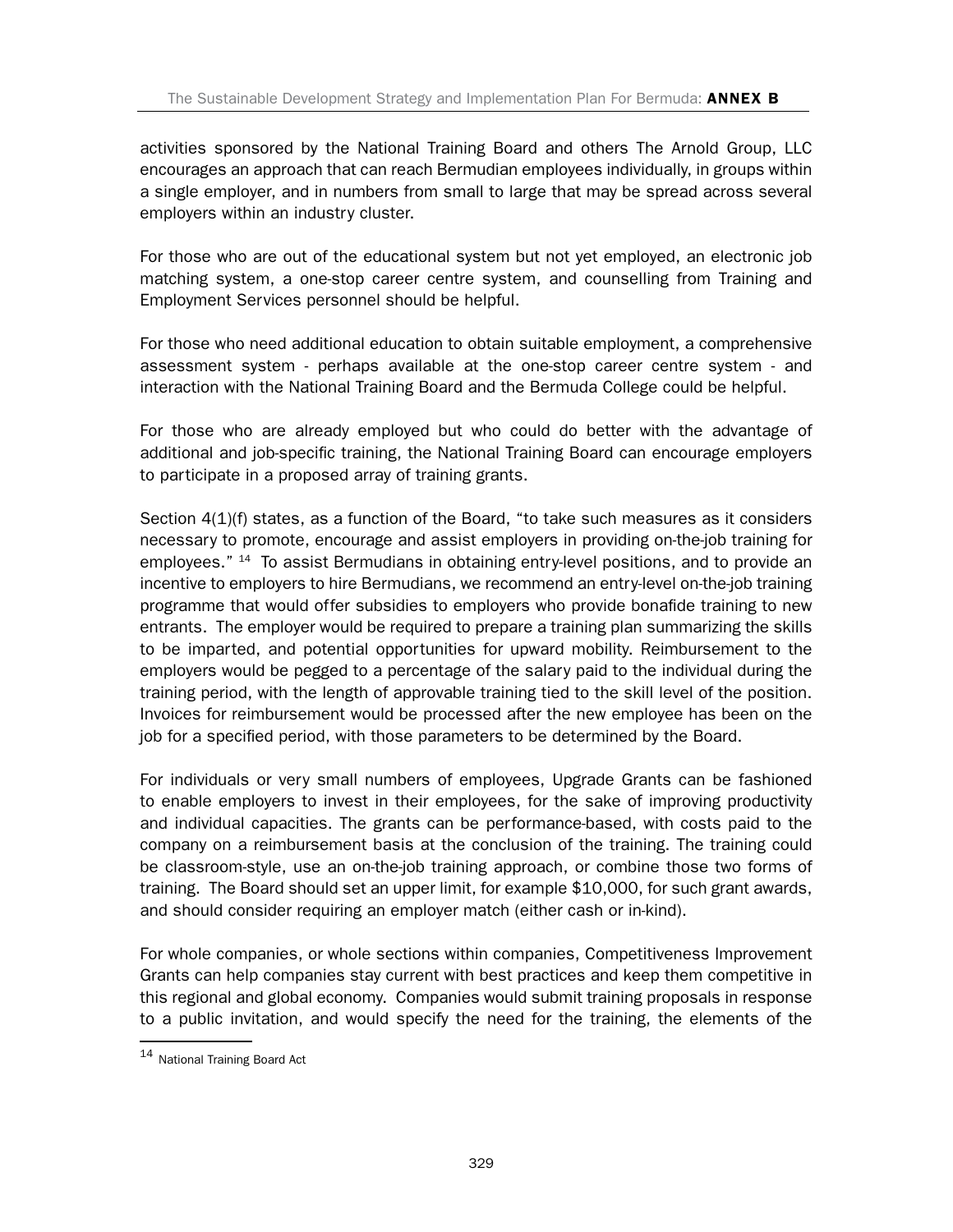activities sponsored by the National Training Board and others The Arnold Group, LLC encourages an approach that can reach Bermudian employees individually, in groups within a single employer, and in numbers from small to large that may be spread across several employers within an industry cluster.

For those who are out of the educational system but not yet employed, an electronic job matching system, a one-stop career centre system, and counselling from Training and Employment Services personnel should be helpful.

For those who need additional education to obtain suitable employment, a comprehensive assessment system - perhaps available at the one-stop career centre system - and interaction with the National Training Board and the Bermuda College could be helpful.

For those who are already employed but who could do better with the advantage of additional and job-specific training, the National Training Board can encourage employers to participate in a proposed array of training grants.

Section 4(1)(f) states, as a function of the Board, "to take such measures as it considers necessary to promote, encourage and assist employers in providing on-the-job training for employees." [14] To assist Bermudians in obtaining entry-level positions, and to provide an incentive to employers to hire Bermudians, we recommend an entry-level on-the-job training programme that would offer subsidies to employers who provide bonafide training to new entrants. The employer would be required to prepare a training plan summarizing the skills to be imparted, and potential opportunities for upward mobility. Reimbursement to the employers would be pegged to a percentage of the salary paid to the individual during the training period, with the length of approvable training tied to the skill level of the position. Invoices for reimbursement would be processed after the new employee has been on the job for a specified period, with those parameters to be determined by the Board.

For individuals or very small numbers of employees, Upgrade Grants can be fashioned to enable employers to invest in their employees, for the sake of improving productivity and individual capacities. The grants can be performance-based, with costs paid to the company on a reimbursement basis at the conclusion of the training. The training could be classroom-style, use an on-the-job training approach, or combine those two forms of training. The Board should set an upper limit, for example $10,000, for such grant awards, and should consider requiring an employer match (either cash or in-kind).

For whole companies, or whole sections within companies, Competitiveness Improvement Grants can help companies stay current with best practices and keep them competitive in this regional and global economy. Companies would submit training proposals in response to a public invitation, and would specify the need for the training, the elements of the

[14] National Training Board Act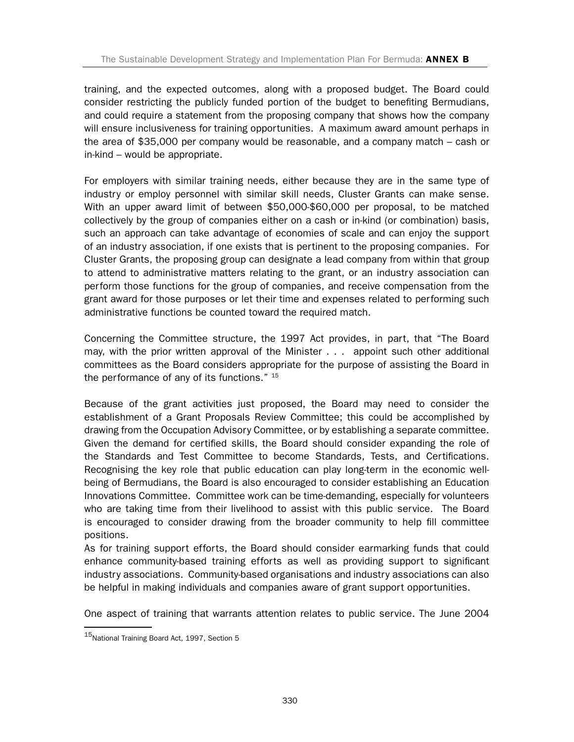training, and the expected outcomes, along with a proposed budget. The Board could consider restricting the publicly funded portion of the budget to benefiting Bermudians, and could require a statement from the proposing company that shows how the company will ensure inclusiveness for training opportunities. A maximum award amount perhaps in the area of $35,000 per company would be reasonable, and a company match – cash or in-kind – would be appropriate.

For employers with similar training needs, either because they are in the same type of industry or employ personnel with similar skill needs, Cluster Grants can make sense. With an upper award limit of between $50,000-$60,000 per proposal, to be matched collectively by the group of companies either on a cash or in-kind (or combination) basis, such an approach can take advantage of economies of scale and can enjoy the support of an industry association, if one exists that is pertinent to the proposing companies. For Cluster Grants, the proposing group can designate a lead company from within that group to attend to administrative matters relating to the grant, or an industry association can perform those functions for the group of companies, and receive compensation from the grant award for those purposes or let their time and expenses related to performing such administrative functions be counted toward the required match.

Concerning the Committee structure, the 1997 Act provides, in part, that "The Board may, with the prior written approval of the Minister . . . appoint such other additional committees as the Board considers appropriate for the purpose of assisting the Board in the performance of any of its functions." [15]

Because of the grant activities just proposed, the Board may need to consider the establishment of a Grant Proposals Review Committee; this could be accomplished by drawing from the Occupation Advisory Committee, or by establishing a separate committee. Given the demand for certified skills, the Board should consider expanding the role of the Standards and Test Committee to become Standards, Tests, and Certifications. Recognising the key role that public education can play long-term in the economic well-being of Bermudians, the Board is also encouraged to consider establishing an Education Innovations Committee. Committee work can be time-demanding, especially for volunteers who are taking time from their livelihood to assist with this public service. The Board is encouraged to consider drawing from the broader community to help fill committee positions.

As for training support efforts, the Board should consider earmarking funds that could enhance community-based training efforts as well as providing support to significant industry associations. Community-based organisations and industry associations can also be helpful in making individuals and companies aware of grant support opportunities.

One aspect of training that warrants attention relates to public service. The June 2004

[15] National Training Board Act, 1997, Section 5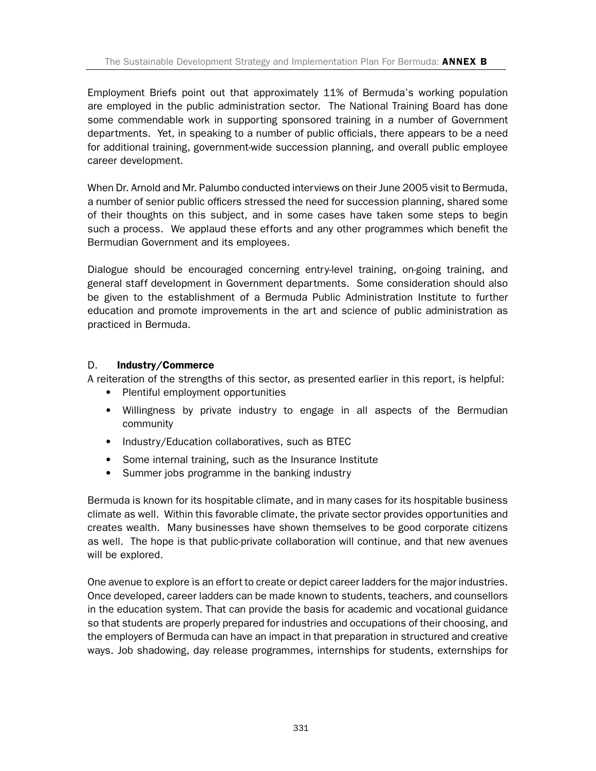Employment Briefs point out that approximately 11% of Bermuda's working population are employed in the public administration sector. The National Training Board has done some commendable work in supporting sponsored training in a number of Government departments. Yet, in speaking to a number of public officials, there appears to be a need for additional training, government-wide succession planning, and overall public employee career development.

When Dr. Arnold and Mr. Palumbo conducted interviews on their June 2005 visit to Bermuda, a number of senior public officers stressed the need for succession planning, shared some of their thoughts on this subject, and in some cases have taken some steps to begin such a process. We applaud these efforts and any other programmes which benefit the Bermudian Government and its employees.

Dialogue should be encouraged concerning entry-level training, on-going training, and general staff development in Government departments. Some consideration should also be given to the establishment of a Bermuda Public Administration Institute to further education and promote improvements in the art and science of public administration as practiced in Bermuda.

### D. Industry/Commerce

A reiteration of the strengths of this sector, as presented earlier in this report, is helpful:

- Plentiful employment opportunities
- Willingness by private industry to engage in all aspects of the Bermudian community
- Industry/Education collaboratives, such as BTEC
- Some internal training, such as the Insurance Institute
- Summer jobs programme in the banking industry

Bermuda is known for its hospitable climate, and in many cases for its hospitable business climate as well. Within this favorable climate, the private sector provides opportunities and creates wealth. Many businesses have shown themselves to be good corporate citizens as well. The hope is that public-private collaboration will continue, and that new avenues will be explored.

One avenue to explore is an effort to create or depict career ladders for the major industries. Once developed, career ladders can be made known to students, teachers, and counsellors in the education system. That can provide the basis for academic and vocational guidance so that students are properly prepared for industries and occupations of their choosing, and the employers of Bermuda can have an impact in that preparation in structured and creative ways. Job shadowing, day release programmes, internships for students, externships for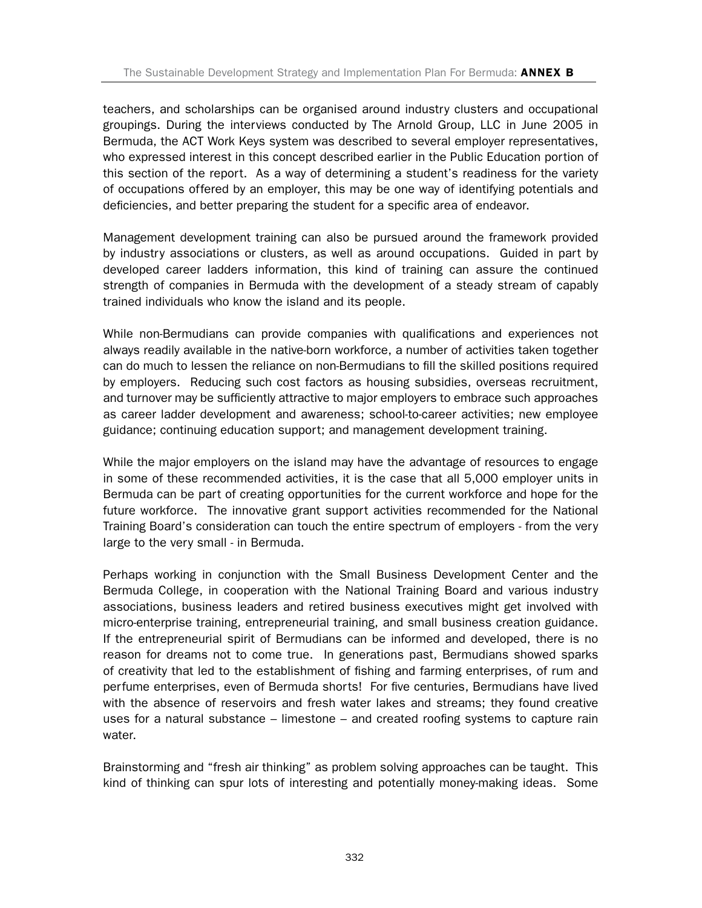teachers, and scholarships can be organised around industry clusters and occupational groupings. During the interviews conducted by The Arnold Group, LLC in June 2005 in Bermuda, the ACT Work Keys system was described to several employer representatives, who expressed interest in this concept described earlier in the Public Education portion of this section of the report. As a way of determining a student's readiness for the variety of occupations offered by an employer, this may be one way of identifying potentials and deficiencies, and better preparing the student for a specific area of endeavor.

Management development training can also be pursued around the framework provided by industry associations or clusters, as well as around occupations. Guided in part by developed career ladders information, this kind of training can assure the continued strength of companies in Bermuda with the development of a steady stream of capably trained individuals who know the island and its people.

While non-Bermudians can provide companies with qualifications and experiences not always readily available in the native-born workforce, a number of activities taken together can do much to lessen the reliance on non-Bermudians to fill the skilled positions required by employers. Reducing such cost factors as housing subsidies, overseas recruitment, and turnover may be sufficiently attractive to major employers to embrace such approaches as career ladder development and awareness; school-to-career activities; new employee guidance; continuing education support; and management development training.

While the major employers on the island may have the advantage of resources to engage in some of these recommended activities, it is the case that all 5,000 employer units in Bermuda can be part of creating opportunities for the current workforce and hope for the future workforce. The innovative grant support activities recommended for the National Training Board's consideration can touch the entire spectrum of employers - from the very large to the very small - in Bermuda.

Perhaps working in conjunction with the Small Business Development Center and the Bermuda College, in cooperation with the National Training Board and various industry associations, business leaders and retired business executives might get involved with micro-enterprise training, entrepreneurial training, and small business creation guidance. If the entrepreneurial spirit of Bermudians can be informed and developed, there is no reason for dreams not to come true. In generations past, Bermudians showed sparks of creativity that led to the establishment of fishing and farming enterprises, of rum and perfume enterprises, even of Bermuda shorts! For five centuries, Bermudians have lived with the absence of reservoirs and fresh water lakes and streams; they found creative uses for a natural substance – limestone – and created roofing systems to capture rain water.

Brainstorming and "fresh air thinking" as problem solving approaches can be taught. This kind of thinking can spur lots of interesting and potentially money-making ideas. Some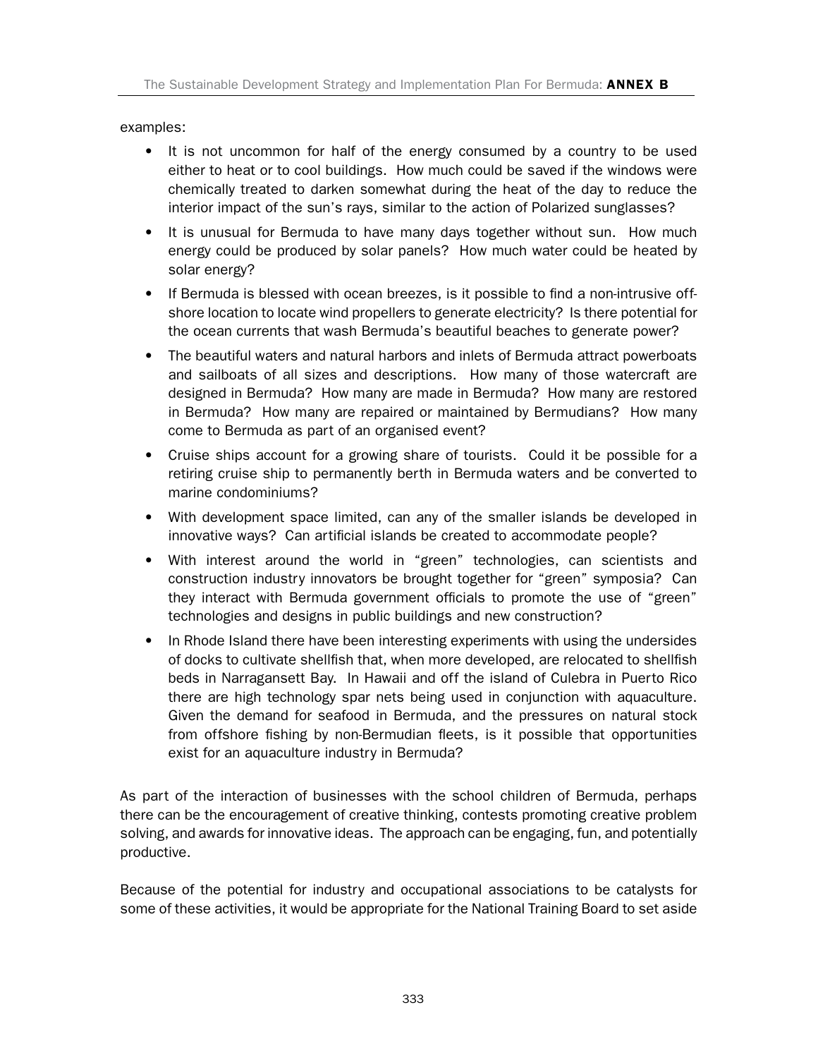examples:

- It is not uncommon for half of the energy consumed by a country to be used either to heat or to cool buildings. How much could be saved if the windows were chemically treated to darken somewhat during the heat of the day to reduce the interior impact of the sun's rays, similar to the action of Polarized sunglasses?
- It is unusual for Bermuda to have many days together without sun. How much energy could be produced by solar panels? How much water could be heated by solar energy?
- If Bermuda is blessed with ocean breezes, is it possible to find a non-intrusive off-shore location to locate wind propellers to generate electricity? Is there potential for the ocean currents that wash Bermuda's beautiful beaches to generate power?
- The beautiful waters and natural harbors and inlets of Bermuda attract powerboats and sailboats of all sizes and descriptions. How many of those watercraft are designed in Bermuda? How many are made in Bermuda? How many are restored in Bermuda? How many are repaired or maintained by Bermudians? How many come to Bermuda as part of an organised event?
- Cruise ships account for a growing share of tourists. Could it be possible for a retiring cruise ship to permanently berth in Bermuda waters and be converted to marine condominiums?
- With development space limited, can any of the smaller islands be developed in innovative ways? Can artificial islands be created to accommodate people?
- With interest around the world in "green" technologies, can scientists and construction industry innovators be brought together for "green" symposia? Can they interact with Bermuda government officials to promote the use of "green" technologies and designs in public buildings and new construction?
- In Rhode Island there have been interesting experiments with using the undersides of docks to cultivate shellfish that, when more developed, are relocated to shellfish beds in Narragansett Bay. In Hawaii and off the island of Culebra in Puerto Rico there are high technology spar nets being used in conjunction with aquaculture. Given the demand for seafood in Bermuda, and the pressures on natural stock from offshore fishing by non-Bermudian fleets, is it possible that opportunities exist for an aquaculture industry in Bermuda?

As part of the interaction of businesses with the school children of Bermuda, perhaps there can be the encouragement of creative thinking, contests promoting creative problem solving, and awards for innovative ideas. The approach can be engaging, fun, and potentially productive.

Because of the potential for industry and occupational associations to be catalysts for some of these activities, it would be appropriate for the National Training Board to set aside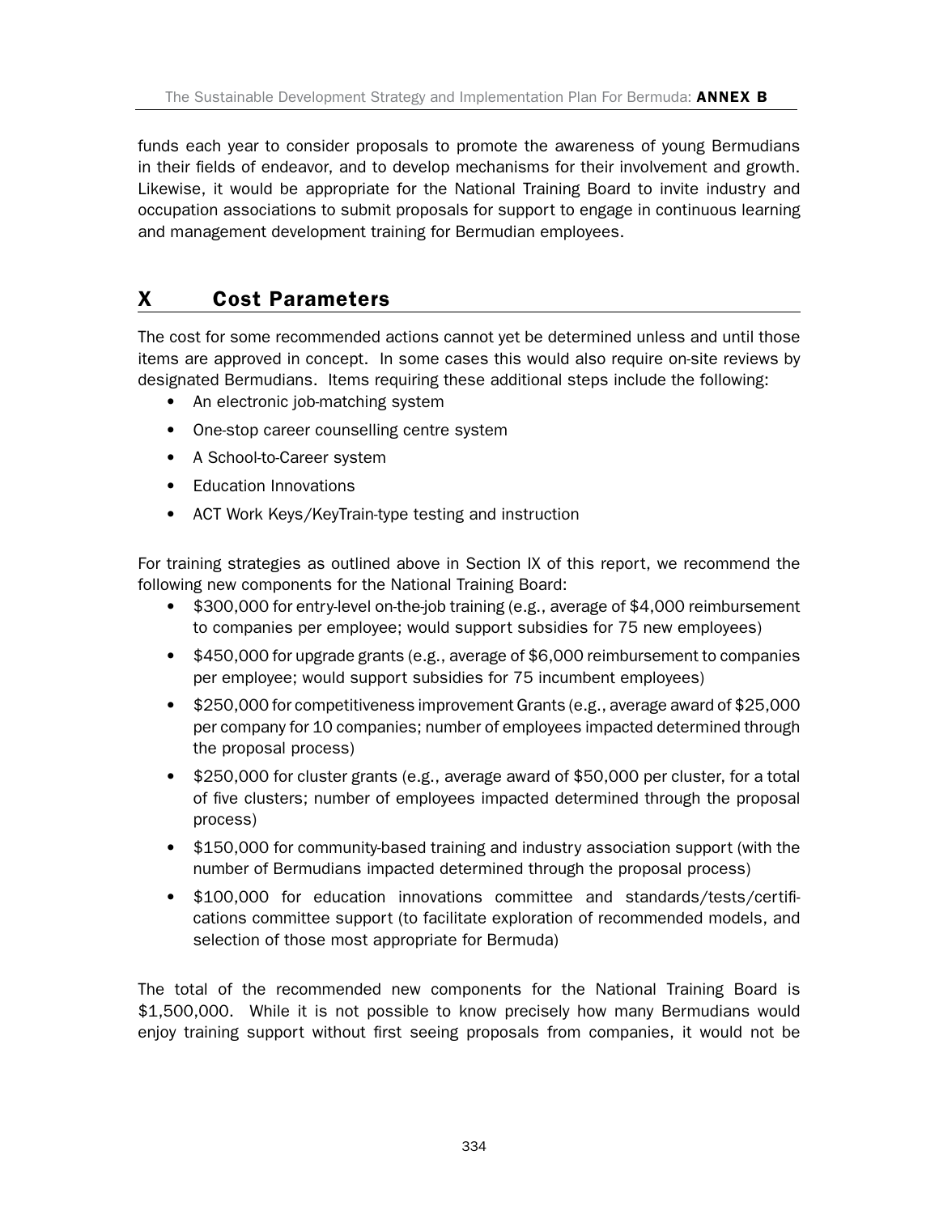funds each year to consider proposals to promote the awareness of young Bermudians in their fields of endeavor, and to develop mechanisms for their involvement and growth. Likewise, it would be appropriate for the National Training Board to invite industry and occupation associations to submit proposals for support to engage in continuous learning and management development training for Bermudian employees.

## X Cost Parameters

The cost for some recommended actions cannot yet be determined unless and until those items are approved in concept. In some cases this would also require on-site reviews by designated Bermudians. Items requiring these additional steps include the following:

- An electronic job-matching system
- One-stop career counselling centre system
- A School-to-Career system
- Education Innovations
- ACT Work Keys/KeyTrain-type testing and instruction

For training strategies as outlined above in Section IX of this report, we recommend the following new components for the National Training Board:

- $300,000 for entry-level on-the-job training (e.g., average of $4,000 reimbursement to companies per employee; would support subsidies for 75 new employees)
- $450,000 for upgrade grants (e.g., average of $6,000 reimbursement to companies per employee; would support subsidies for 75 incumbent employees)
- $250,000 for competitiveness improvement Grants (e.g., average award of $25,000 per company for 10 companies; number of employees impacted determined through the proposal process)
- $250,000 for cluster grants (e.g., average award of $50,000 per cluster, for a total of five clusters; number of employees impacted determined through the proposal process)
- $150,000 for community-based training and industry association support (with the number of Bermudians impacted determined through the proposal process)
- $100,000 for education innovations committee and standards/tests/certifications committee support (to facilitate exploration of recommended models, and selection of those most appropriate for Bermuda)

The total of the recommended new components for the National Training Board is $1,500,000. While it is not possible to know precisely how many Bermudians would enjoy training support without first seeing proposals from companies, it would not be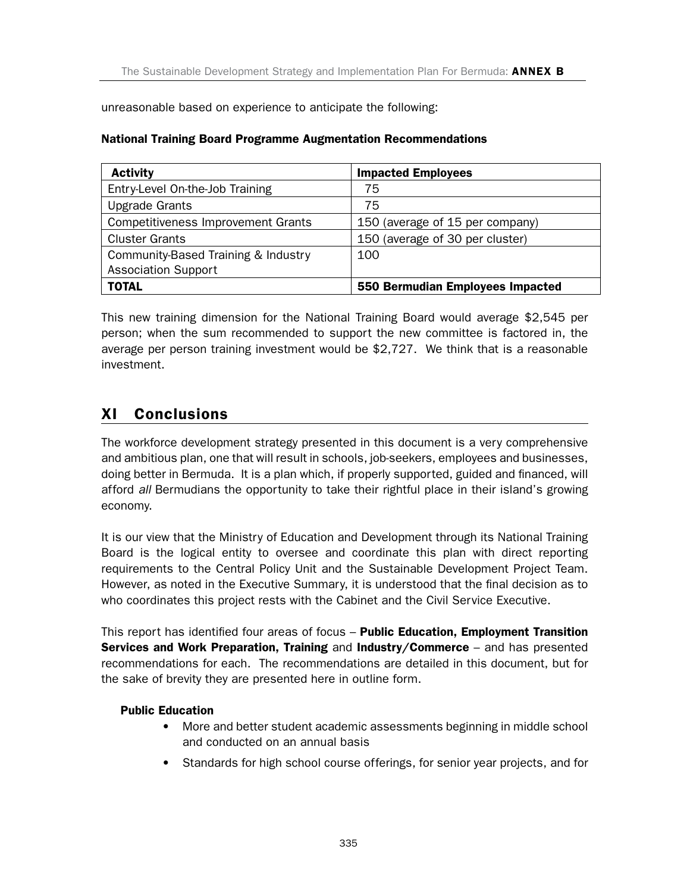unreasonable based on experience to anticipate the following:

**National Training Board Programme Augmentation Recommendations**

| Activity | Impacted Employees |
|---|---|
| Entry-Level On-the-Job Training | 75 |
| Upgrade Grants | 75 |
| Competitiveness Improvement Grants | 150 (average of 15 per company) |
| Cluster Grants | 150 (average of 30 per cluster) |
| Community-Based Training & Industry Association Support | 100 |
| **TOTAL** | **550 Bermudian Employees Impacted** |

This new training dimension for the National Training Board would average $2,545 per person; when the sum recommended to support the new committee is factored in, the average per person training investment would be $2,727. We think that is a reasonable investment.

## XI Conclusions

The workforce development strategy presented in this document is a very comprehensive and ambitious plan, one that will result in schools, job-seekers, employees and businesses, doing better in Bermuda. It is a plan which, if properly supported, guided and financed, will afford *all* Bermudians the opportunity to take their rightful place in their island's growing economy.

It is our view that the Ministry of Education and Development through its National Training Board is the logical entity to oversee and coordinate this plan with direct reporting requirements to the Central Policy Unit and the Sustainable Development Project Team. However, as noted in the Executive Summary, it is understood that the final decision as to who coordinates this project rests with the Cabinet and the Civil Service Executive.

This report has identified four areas of focus – **Public Education, Employment Transition Services and Work Preparation, Training** and **Industry/Commerce** – and has presented recommendations for each. The recommendations are detailed in this document, but for the sake of brevity they are presented here in outline form.

**Public Education**

- More and better student academic assessments beginning in middle school and conducted on an annual basis
- Standards for high school course offerings, for senior year projects, and for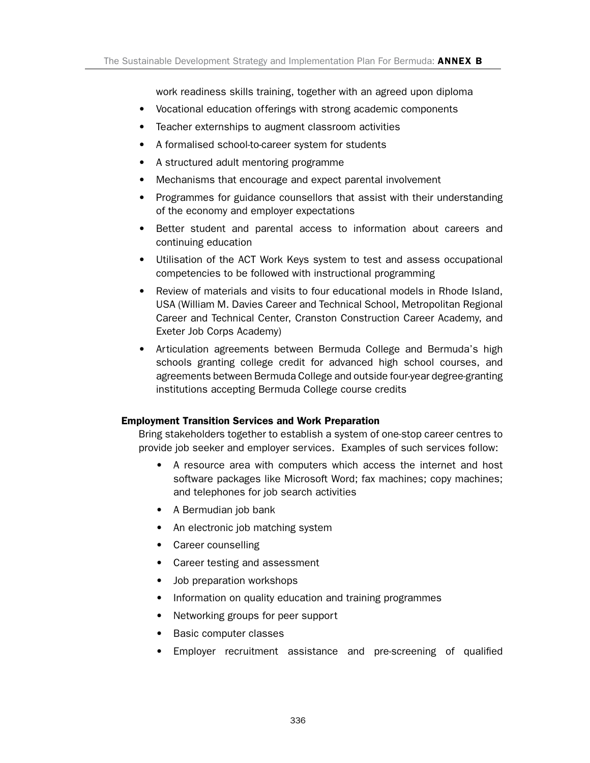work readiness skills training, together with an agreed upon diploma

- Vocational education offerings with strong academic components
- Teacher externships to augment classroom activities
- A formalised school-to-career system for students
- A structured adult mentoring programme
- Mechanisms that encourage and expect parental involvement
- Programmes for guidance counsellors that assist with their understanding of the economy and employer expectations
- Better student and parental access to information about careers and continuing education
- Utilisation of the ACT Work Keys system to test and assess occupational competencies to be followed with instructional programming
- Review of materials and visits to four educational models in Rhode Island, USA (William M. Davies Career and Technical School, Metropolitan Regional Career and Technical Center, Cranston Construction Career Academy, and Exeter Job Corps Academy)
- Articulation agreements between Bermuda College and Bermuda's high schools granting college credit for advanced high school courses, and agreements between Bermuda College and outside four-year degree-granting institutions accepting Bermuda College course credits

**Employment Transition Services and Work Preparation**

Bring stakeholders together to establish a system of one-stop career centres to provide job seeker and employer services. Examples of such services follow:

- A resource area with computers which access the internet and host software packages like Microsoft Word; fax machines; copy machines; and telephones for job search activities
- A Bermudian job bank
- An electronic job matching system
- Career counselling
- Career testing and assessment
- Job preparation workshops
- Information on quality education and training programmes
- Networking groups for peer support
- Basic computer classes
- Employer recruitment assistance and pre-screening of qualified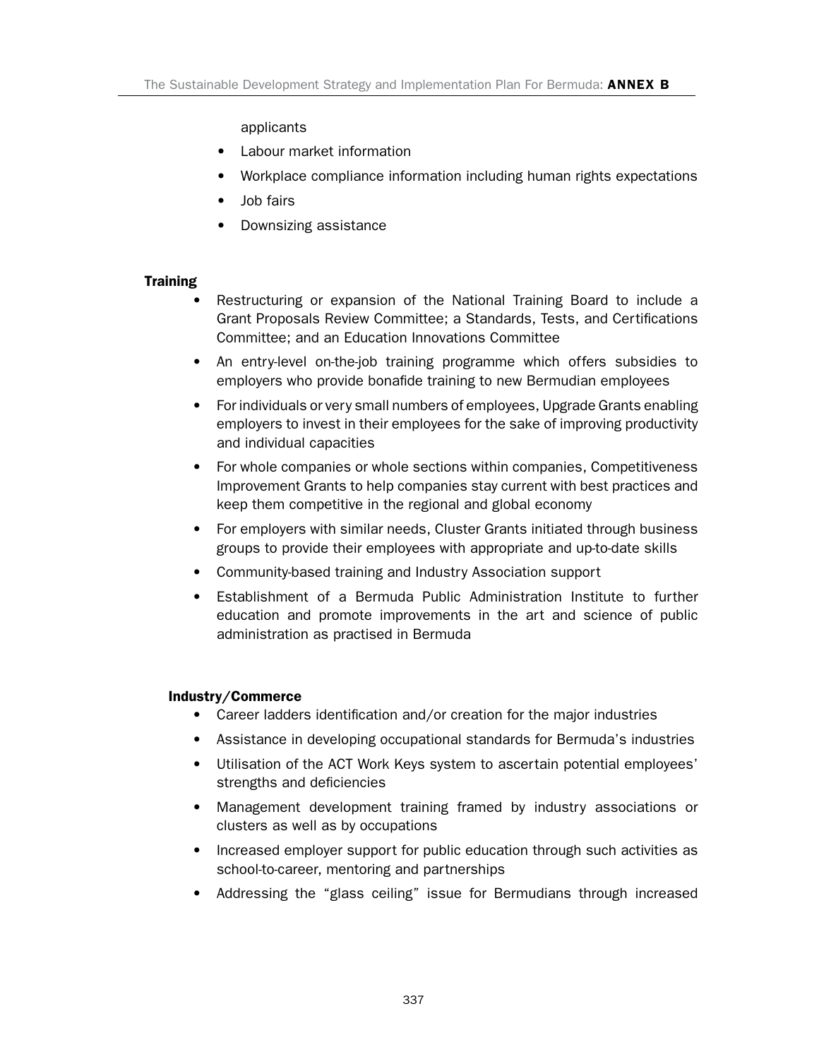applicants

- Labour market information
- Workplace compliance information including human rights expectations
- Job fairs
- Downsizing assistance

**Training**

- Restructuring or expansion of the National Training Board to include a Grant Proposals Review Committee; a Standards, Tests, and Certifications Committee; and an Education Innovations Committee
- An entry-level on-the-job training programme which offers subsidies to employers who provide bonafide training to new Bermudian employees
- For individuals or very small numbers of employees, Upgrade Grants enabling employers to invest in their employees for the sake of improving productivity and individual capacities
- For whole companies or whole sections within companies, Competitiveness Improvement Grants to help companies stay current with best practices and keep them competitive in the regional and global economy
- For employers with similar needs, Cluster Grants initiated through business groups to provide their employees with appropriate and up-to-date skills
- Community-based training and Industry Association support
- Establishment of a Bermuda Public Administration Institute to further education and promote improvements in the art and science of public administration as practised in Bermuda

**Industry/Commerce**

- Career ladders identification and/or creation for the major industries
- Assistance in developing occupational standards for Bermuda's industries
- Utilisation of the ACT Work Keys system to ascertain potential employees' strengths and deficiencies
- Management development training framed by industry associations or clusters as well as by occupations
- Increased employer support for public education through such activities as school-to-career, mentoring and partnerships
- Addressing the "glass ceiling" issue for Bermudians through increased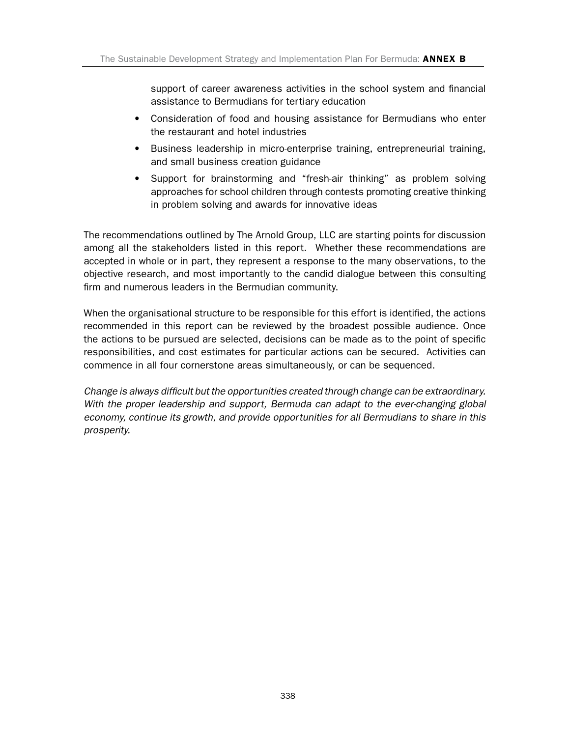support of career awareness activities in the school system and financial assistance to Bermudians for tertiary education

- Consideration of food and housing assistance for Bermudians who enter the restaurant and hotel industries
- Business leadership in micro-enterprise training, entrepreneurial training, and small business creation guidance
- Support for brainstorming and "fresh-air thinking" as problem solving approaches for school children through contests promoting creative thinking in problem solving and awards for innovative ideas

The recommendations outlined by The Arnold Group, LLC are starting points for discussion among all the stakeholders listed in this report. Whether these recommendations are accepted in whole or in part, they represent a response to the many observations, to the objective research, and most importantly to the candid dialogue between this consulting firm and numerous leaders in the Bermudian community.

When the organisational structure to be responsible for this effort is identified, the actions recommended in this report can be reviewed by the broadest possible audience. Once the actions to be pursued are selected, decisions can be made as to the point of specific responsibilities, and cost estimates for particular actions can be secured. Activities can commence in all four cornerstone areas simultaneously, or can be sequenced.

*Change is always difficult but the opportunities created through change can be extraordinary. With the proper leadership and support, Bermuda can adapt to the ever-changing global economy, continue its growth, and provide opportunities for all Bermudians to share in this prosperity.*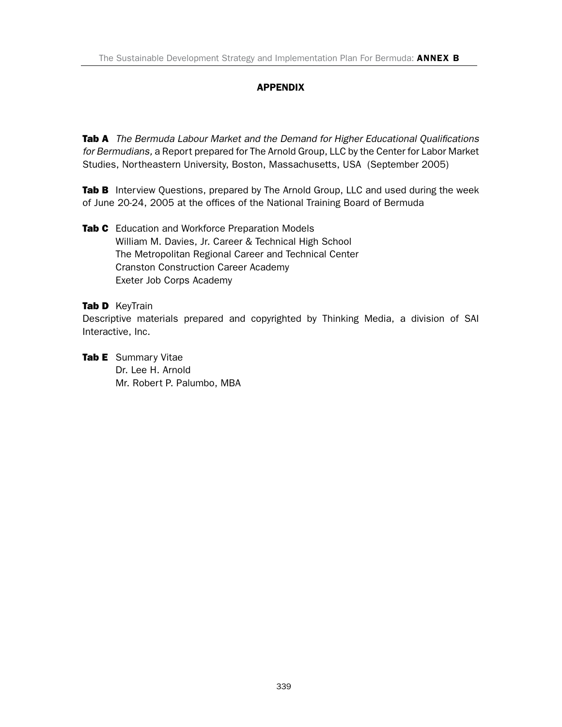## APPENDIX

**Tab A** *The Bermuda Labour Market and the Demand for Higher Educational Qualifications for Bermudians,* a Report prepared for The Arnold Group, LLC by the Center for Labor Market Studies, Northeastern University, Boston, Massachusetts, USA (September 2005)

**Tab B** Interview Questions, prepared by The Arnold Group, LLC and used during the week of June 20-24, 2005 at the offices of the National Training Board of Bermuda

**Tab C** Education and Workforce Preparation Models
William M. Davies, Jr. Career & Technical High School
The Metropolitan Regional Career and Technical Center
Cranston Construction Career Academy
Exeter Job Corps Academy

**Tab D** KeyTrain
Descriptive materials prepared and copyrighted by Thinking Media, a division of SAI Interactive, Inc.

**Tab E** Summary Vitae
Dr. Lee H. Arnold
Mr. Robert P. Palumbo, MBA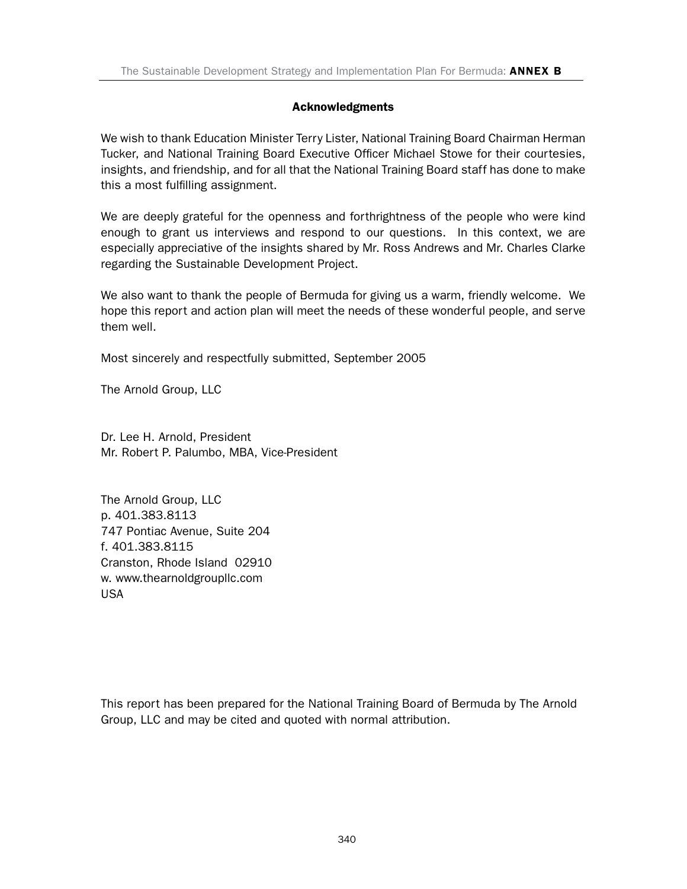## Acknowledgments

We wish to thank Education Minister Terry Lister, National Training Board Chairman Herman Tucker, and National Training Board Executive Officer Michael Stowe for their courtesies, insights, and friendship, and for all that the National Training Board staff has done to make this a most fulfilling assignment.

We are deeply grateful for the openness and forthrightness of the people who were kind enough to grant us interviews and respond to our questions. In this context, we are especially appreciative of the insights shared by Mr. Ross Andrews and Mr. Charles Clarke regarding the Sustainable Development Project.

We also want to thank the people of Bermuda for giving us a warm, friendly welcome. We hope this report and action plan will meet the needs of these wonderful people, and serve them well.

Most sincerely and respectfully submitted, September 2005

The Arnold Group, LLC

Dr. Lee H. Arnold, President
Mr. Robert P. Palumbo, MBA, Vice-President

The Arnold Group, LLC
p. 401.383.8113
747 Pontiac Avenue, Suite 204
f. 401.383.8115
Cranston, Rhode Island 02910
w. www.thearnoldgroupllc.com
USA

This report has been prepared for the National Training Board of Bermuda by The Arnold Group, LLC and may be cited and quoted with normal attribution.